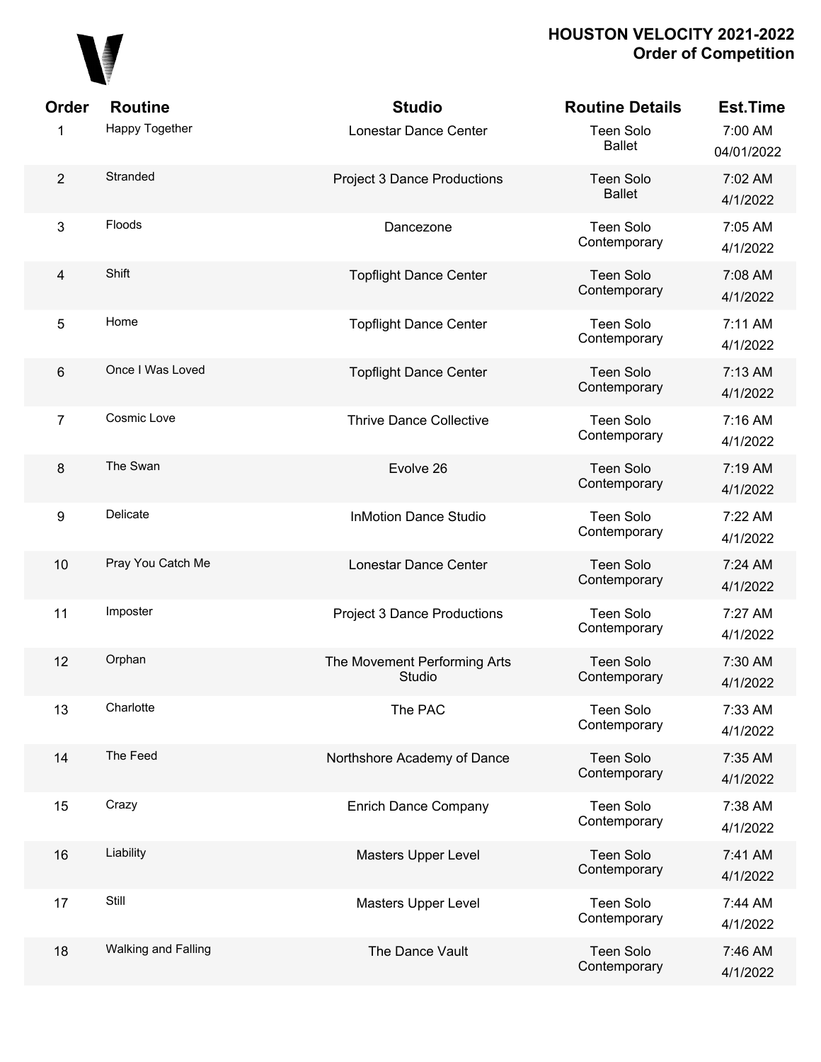# HOUSTON VELOCITY 2021-2022
## Order of Competition

| Order | Routine | Studio | Routine Details | Est.Time |
|---|---|---|---|---|
| 1 | Happy Together | Lonestar Dance Center | Teen Solo Ballet | 7:00 AM 04/01/2022 |
| 2 | Stranded | Project 3 Dance Productions | Teen Solo Ballet | 7:02 AM 4/1/2022 |
| 3 | Floods | Dancezone | Teen Solo Contemporary | 7:05 AM 4/1/2022 |
| 4 | Shift | Topflight Dance Center | Teen Solo Contemporary | 7:08 AM 4/1/2022 |
| 5 | Home | Topflight Dance Center | Teen Solo Contemporary | 7:11 AM 4/1/2022 |
| 6 | Once I Was Loved | Topflight Dance Center | Teen Solo Contemporary | 7:13 AM 4/1/2022 |
| 7 | Cosmic Love | Thrive Dance Collective | Teen Solo Contemporary | 7:16 AM 4/1/2022 |
| 8 | The Swan | Evolve 26 | Teen Solo Contemporary | 7:19 AM 4/1/2022 |
| 9 | Delicate | InMotion Dance Studio | Teen Solo Contemporary | 7:22 AM 4/1/2022 |
| 10 | Pray You Catch Me | Lonestar Dance Center | Teen Solo Contemporary | 7:24 AM 4/1/2022 |
| 11 | Imposter | Project 3 Dance Productions | Teen Solo Contemporary | 7:27 AM 4/1/2022 |
| 12 | Orphan | The Movement Performing Arts Studio | Teen Solo Contemporary | 7:30 AM 4/1/2022 |
| 13 | Charlotte | The PAC | Teen Solo Contemporary | 7:33 AM 4/1/2022 |
| 14 | The Feed | Northshore Academy of Dance | Teen Solo Contemporary | 7:35 AM 4/1/2022 |
| 15 | Crazy | Enrich Dance Company | Teen Solo Contemporary | 7:38 AM 4/1/2022 |
| 16 | Liability | Masters Upper Level | Teen Solo Contemporary | 7:41 AM 4/1/2022 |
| 17 | Still | Masters Upper Level | Teen Solo Contemporary | 7:44 AM 4/1/2022 |
| 18 | Walking and Falling | The Dance Vault | Teen Solo Contemporary | 7:46 AM 4/1/2022 |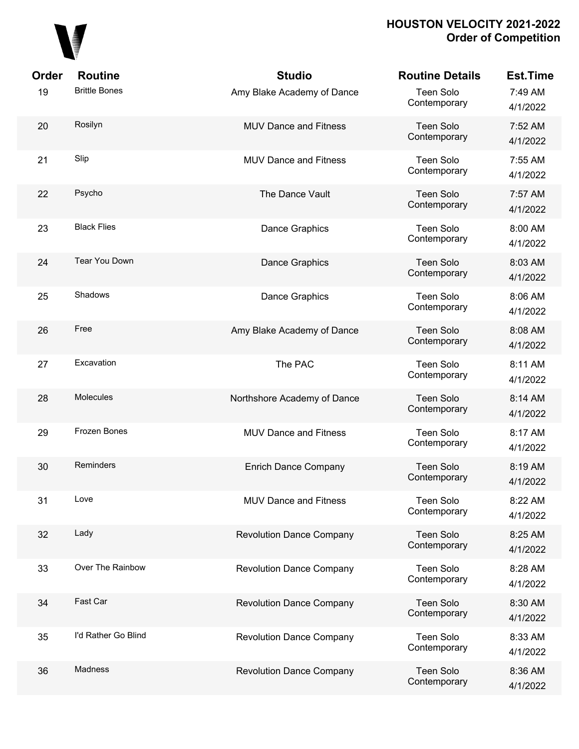| Order | Routine | Studio | Routine Details | Est.Time |
|---|---|---|---|---|
| 19 | Brittle Bones | Amy Blake Academy of Dance | Teen Solo Contemporary | 7:49 AM 4/1/2022 |
| 20 | Rosilyn | MUV Dance and Fitness | Teen Solo Contemporary | 7:52 AM 4/1/2022 |
| 21 | Slip | MUV Dance and Fitness | Teen Solo Contemporary | 7:55 AM 4/1/2022 |
| 22 | Psycho | The Dance Vault | Teen Solo Contemporary | 7:57 AM 4/1/2022 |
| 23 | Black Flies | Dance Graphics | Teen Solo Contemporary | 8:00 AM 4/1/2022 |
| 24 | Tear You Down | Dance Graphics | Teen Solo Contemporary | 8:03 AM 4/1/2022 |
| 25 | Shadows | Dance Graphics | Teen Solo Contemporary | 8:06 AM 4/1/2022 |
| 26 | Free | Amy Blake Academy of Dance | Teen Solo Contemporary | 8:08 AM 4/1/2022 |
| 27 | Excavation | The PAC | Teen Solo Contemporary | 8:11 AM 4/1/2022 |
| 28 | Molecules | Northshore Academy of Dance | Teen Solo Contemporary | 8:14 AM 4/1/2022 |
| 29 | Frozen Bones | MUV Dance and Fitness | Teen Solo Contemporary | 8:17 AM 4/1/2022 |
| 30 | Reminders | Enrich Dance Company | Teen Solo Contemporary | 8:19 AM 4/1/2022 |
| 31 | Love | MUV Dance and Fitness | Teen Solo Contemporary | 8:22 AM 4/1/2022 |
| 32 | Lady | Revolution Dance Company | Teen Solo Contemporary | 8:25 AM 4/1/2022 |
| 33 | Over The Rainbow | Revolution Dance Company | Teen Solo Contemporary | 8:28 AM 4/1/2022 |
| 34 | Fast Car | Revolution Dance Company | Teen Solo Contemporary | 8:30 AM 4/1/2022 |
| 35 | I'd Rather Go Blind | Revolution Dance Company | Teen Solo Contemporary | 8:33 AM 4/1/2022 |
| 36 | Madness | Revolution Dance Company | Teen Solo Contemporary | 8:36 AM 4/1/2022 |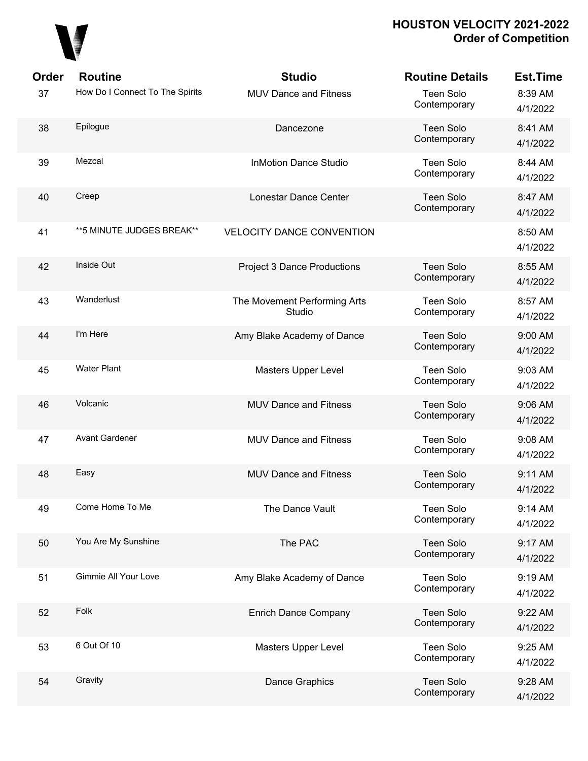# HOUSTON VELOCITY 2021-2022
## Order of Competition

| Order | Routine | Studio | Routine Details | Est.Time |
|---|---|---|---|---|
| 37 | How Do I Connect To The Spirits | MUV Dance and Fitness | Teen Solo Contemporary | 8:39 AM 4/1/2022 |
| 38 | Epilogue | Dancezone | Teen Solo Contemporary | 8:41 AM 4/1/2022 |
| 39 | Mezcal | InMotion Dance Studio | Teen Solo Contemporary | 8:44 AM 4/1/2022 |
| 40 | Creep | Lonestar Dance Center | Teen Solo Contemporary | 8:47 AM 4/1/2022 |
| 41 | **5 MINUTE JUDGES BREAK** | VELOCITY DANCE CONVENTION | | 8:50 AM 4/1/2022 |
| 42 | Inside Out | Project 3 Dance Productions | Teen Solo Contemporary | 8:55 AM 4/1/2022 |
| 43 | Wanderlust | The Movement Performing Arts Studio | Teen Solo Contemporary | 8:57 AM 4/1/2022 |
| 44 | I'm Here | Amy Blake Academy of Dance | Teen Solo Contemporary | 9:00 AM 4/1/2022 |
| 45 | Water Plant | Masters Upper Level | Teen Solo Contemporary | 9:03 AM 4/1/2022 |
| 46 | Volcanic | MUV Dance and Fitness | Teen Solo Contemporary | 9:06 AM 4/1/2022 |
| 47 | Avant Gardener | MUV Dance and Fitness | Teen Solo Contemporary | 9:08 AM 4/1/2022 |
| 48 | Easy | MUV Dance and Fitness | Teen Solo Contemporary | 9:11 AM 4/1/2022 |
| 49 | Come Home To Me | The Dance Vault | Teen Solo Contemporary | 9:14 AM 4/1/2022 |
| 50 | You Are My Sunshine | The PAC | Teen Solo Contemporary | 9:17 AM 4/1/2022 |
| 51 | Gimmie All Your Love | Amy Blake Academy of Dance | Teen Solo Contemporary | 9:19 AM 4/1/2022 |
| 52 | Folk | Enrich Dance Company | Teen Solo Contemporary | 9:22 AM 4/1/2022 |
| 53 | 6 Out Of 10 | Masters Upper Level | Teen Solo Contemporary | 9:25 AM 4/1/2022 |
| 54 | Gravity | Dance Graphics | Teen Solo Contemporary | 9:28 AM 4/1/2022 |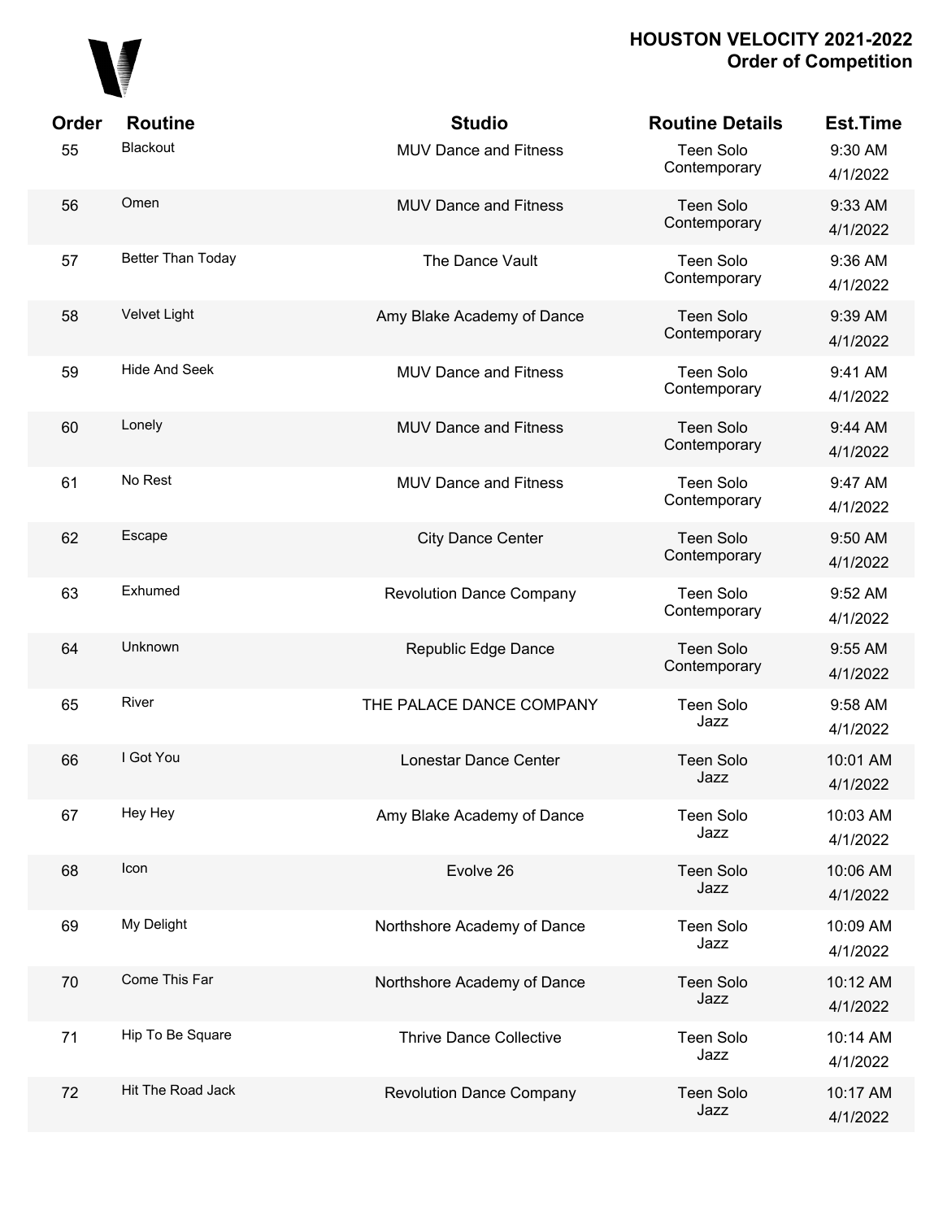# HOUSTON VELOCITY 2021-2022
## Order of Competition

| Order | Routine | Studio | Routine Details | Est.Time |
|---|---|---|---|---|
| 55 | Blackout | MUV Dance and Fitness | Teen Solo Contemporary | 9:30 AM 4/1/2022 |
| 56 | Omen | MUV Dance and Fitness | Teen Solo Contemporary | 9:33 AM 4/1/2022 |
| 57 | Better Than Today | The Dance Vault | Teen Solo Contemporary | 9:36 AM 4/1/2022 |
| 58 | Velvet Light | Amy Blake Academy of Dance | Teen Solo Contemporary | 9:39 AM 4/1/2022 |
| 59 | Hide And Seek | MUV Dance and Fitness | Teen Solo Contemporary | 9:41 AM 4/1/2022 |
| 60 | Lonely | MUV Dance and Fitness | Teen Solo Contemporary | 9:44 AM 4/1/2022 |
| 61 | No Rest | MUV Dance and Fitness | Teen Solo Contemporary | 9:47 AM 4/1/2022 |
| 62 | Escape | City Dance Center | Teen Solo Contemporary | 9:50 AM 4/1/2022 |
| 63 | Exhumed | Revolution Dance Company | Teen Solo Contemporary | 9:52 AM 4/1/2022 |
| 64 | Unknown | Republic Edge Dance | Teen Solo Contemporary | 9:55 AM 4/1/2022 |
| 65 | River | THE PALACE DANCE COMPANY | Teen Solo Jazz | 9:58 AM 4/1/2022 |
| 66 | I Got You | Lonestar Dance Center | Teen Solo Jazz | 10:01 AM 4/1/2022 |
| 67 | Hey Hey | Amy Blake Academy of Dance | Teen Solo Jazz | 10:03 AM 4/1/2022 |
| 68 | Icon | Evolve 26 | Teen Solo Jazz | 10:06 AM 4/1/2022 |
| 69 | My Delight | Northshore Academy of Dance | Teen Solo Jazz | 10:09 AM 4/1/2022 |
| 70 | Come This Far | Northshore Academy of Dance | Teen Solo Jazz | 10:12 AM 4/1/2022 |
| 71 | Hip To Be Square | Thrive Dance Collective | Teen Solo Jazz | 10:14 AM 4/1/2022 |
| 72 | Hit The Road Jack | Revolution Dance Company | Teen Solo Jazz | 10:17 AM 4/1/2022 |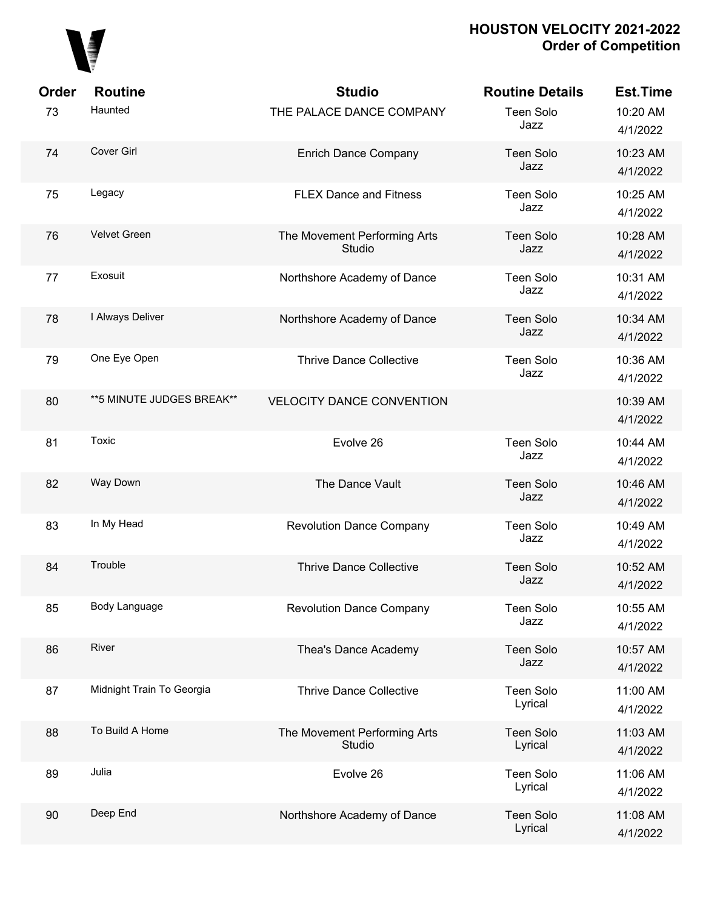# HOUSTON VELOCITY 2021-2022
## Order of Competition

| Order | Routine | Studio | Routine Details | Est.Time |
|---|---|---|---|---|
| 73 | Haunted | THE PALACE DANCE COMPANY | Teen Solo Jazz | 10:20 AM 4/1/2022 |
| 74 | Cover Girl | Enrich Dance Company | Teen Solo Jazz | 10:23 AM 4/1/2022 |
| 75 | Legacy | FLEX Dance and Fitness | Teen Solo Jazz | 10:25 AM 4/1/2022 |
| 76 | Velvet Green | The Movement Performing Arts Studio | Teen Solo Jazz | 10:28 AM 4/1/2022 |
| 77 | Exosuit | Northshore Academy of Dance | Teen Solo Jazz | 10:31 AM 4/1/2022 |
| 78 | I Always Deliver | Northshore Academy of Dance | Teen Solo Jazz | 10:34 AM 4/1/2022 |
| 79 | One Eye Open | Thrive Dance Collective | Teen Solo Jazz | 10:36 AM 4/1/2022 |
| 80 | **5 MINUTE JUDGES BREAK** | VELOCITY DANCE CONVENTION | | 10:39 AM 4/1/2022 |
| 81 | Toxic | Evolve 26 | Teen Solo Jazz | 10:44 AM 4/1/2022 |
| 82 | Way Down | The Dance Vault | Teen Solo Jazz | 10:46 AM 4/1/2022 |
| 83 | In My Head | Revolution Dance Company | Teen Solo Jazz | 10:49 AM 4/1/2022 |
| 84 | Trouble | Thrive Dance Collective | Teen Solo Jazz | 10:52 AM 4/1/2022 |
| 85 | Body Language | Revolution Dance Company | Teen Solo Jazz | 10:55 AM 4/1/2022 |
| 86 | River | Thea's Dance Academy | Teen Solo Jazz | 10:57 AM 4/1/2022 |
| 87 | Midnight Train To Georgia | Thrive Dance Collective | Teen Solo Lyrical | 11:00 AM 4/1/2022 |
| 88 | To Build A Home | The Movement Performing Arts Studio | Teen Solo Lyrical | 11:03 AM 4/1/2022 |
| 89 | Julia | Evolve 26 | Teen Solo Lyrical | 11:06 AM 4/1/2022 |
| 90 | Deep End | Northshore Academy of Dance | Teen Solo Lyrical | 11:08 AM 4/1/2022 |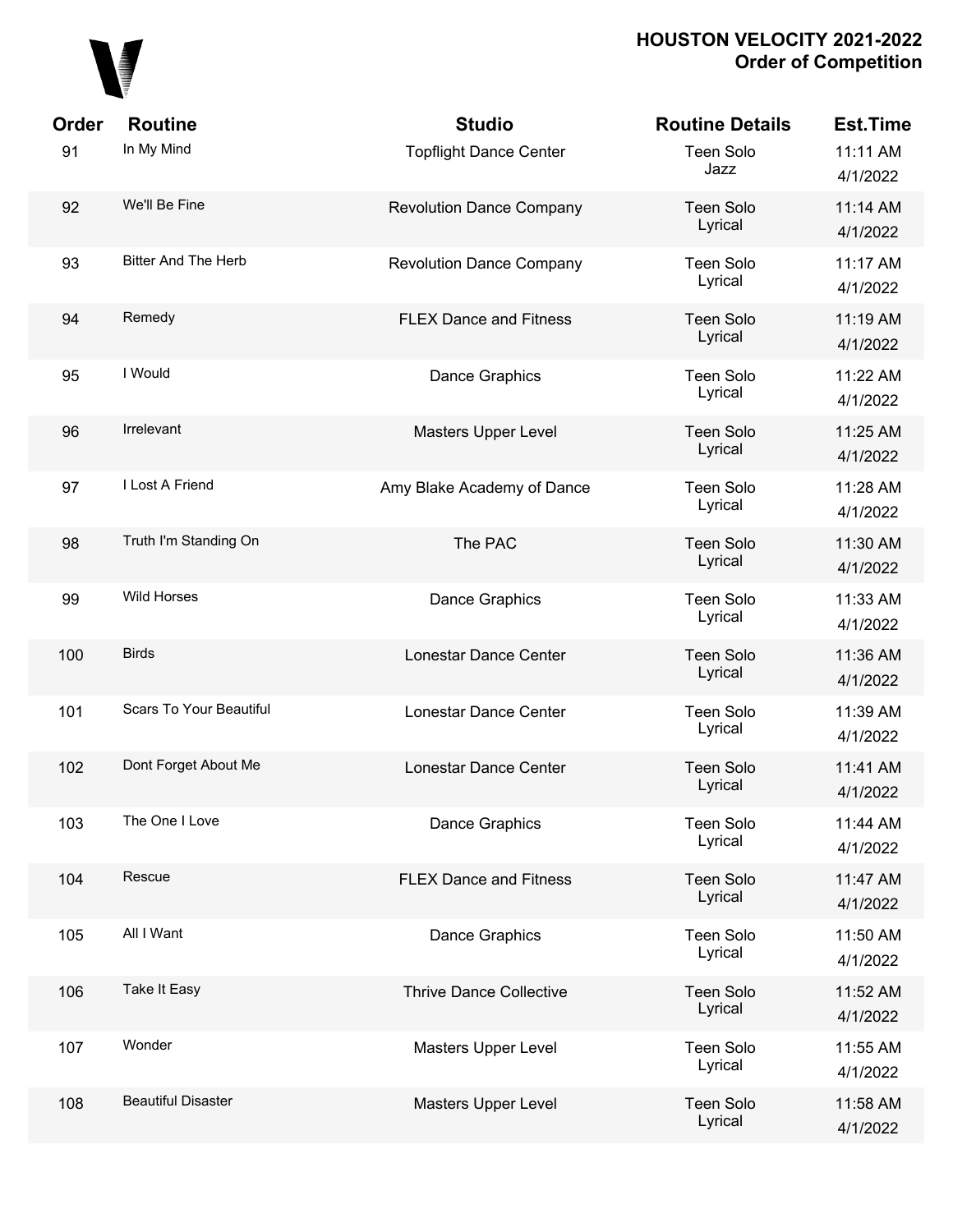# HOUSTON VELOCITY 2021-2022
## Order of Competition

| Order | Routine | Studio | Routine Details | Est.Time |
|---|---|---|---|---|
| 91 | In My Mind | Topflight Dance Center | Teen Solo Jazz | 11:11 AM 4/1/2022 |
| 92 | We'll Be Fine | Revolution Dance Company | Teen Solo Lyrical | 11:14 AM 4/1/2022 |
| 93 | Bitter And The Herb | Revolution Dance Company | Teen Solo Lyrical | 11:17 AM 4/1/2022 |
| 94 | Remedy | FLEX Dance and Fitness | Teen Solo Lyrical | 11:19 AM 4/1/2022 |
| 95 | I Would | Dance Graphics | Teen Solo Lyrical | 11:22 AM 4/1/2022 |
| 96 | Irrelevant | Masters Upper Level | Teen Solo Lyrical | 11:25 AM 4/1/2022 |
| 97 | I Lost A Friend | Amy Blake Academy of Dance | Teen Solo Lyrical | 11:28 AM 4/1/2022 |
| 98 | Truth I'm Standing On | The PAC | Teen Solo Lyrical | 11:30 AM 4/1/2022 |
| 99 | Wild Horses | Dance Graphics | Teen Solo Lyrical | 11:33 AM 4/1/2022 |
| 100 | Birds | Lonestar Dance Center | Teen Solo Lyrical | 11:36 AM 4/1/2022 |
| 101 | Scars To Your Beautiful | Lonestar Dance Center | Teen Solo Lyrical | 11:39 AM 4/1/2022 |
| 102 | Dont Forget About Me | Lonestar Dance Center | Teen Solo Lyrical | 11:41 AM 4/1/2022 |
| 103 | The One I Love | Dance Graphics | Teen Solo Lyrical | 11:44 AM 4/1/2022 |
| 104 | Rescue | FLEX Dance and Fitness | Teen Solo Lyrical | 11:47 AM 4/1/2022 |
| 105 | All I Want | Dance Graphics | Teen Solo Lyrical | 11:50 AM 4/1/2022 |
| 106 | Take It Easy | Thrive Dance Collective | Teen Solo Lyrical | 11:52 AM 4/1/2022 |
| 107 | Wonder | Masters Upper Level | Teen Solo Lyrical | 11:55 AM 4/1/2022 |
| 108 | Beautiful Disaster | Masters Upper Level | Teen Solo Lyrical | 11:58 AM 4/1/2022 |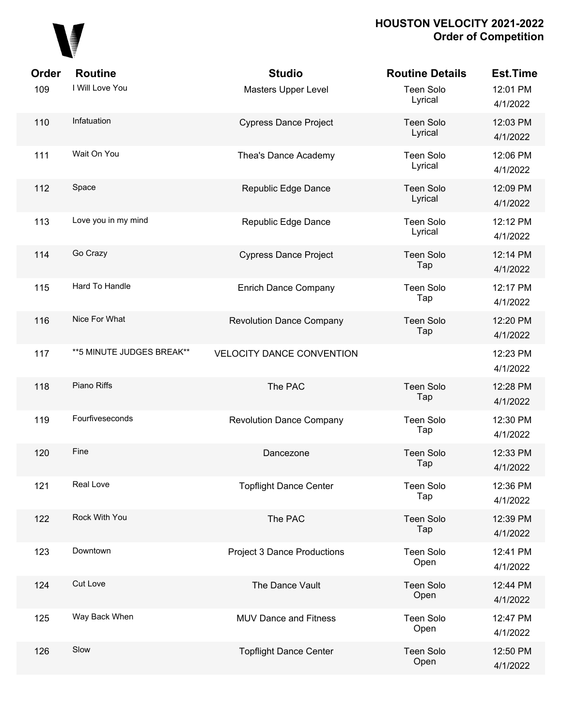# HOUSTON VELOCITY 2021-2022
## Order of Competition

| Order | Routine | Studio | Routine Details | Est.Time |
|---|---|---|---|---|
| 109 | I Will Love You | Masters Upper Level | Teen Solo Lyrical | 12:01 PM 4/1/2022 |
| 110 | Infatuation | Cypress Dance Project | Teen Solo Lyrical | 12:03 PM 4/1/2022 |
| 111 | Wait On You | Thea's Dance Academy | Teen Solo Lyrical | 12:06 PM 4/1/2022 |
| 112 | Space | Republic Edge Dance | Teen Solo Lyrical | 12:09 PM 4/1/2022 |
| 113 | Love you in my mind | Republic Edge Dance | Teen Solo Lyrical | 12:12 PM 4/1/2022 |
| 114 | Go Crazy | Cypress Dance Project | Teen Solo Tap | 12:14 PM 4/1/2022 |
| 115 | Hard To Handle | Enrich Dance Company | Teen Solo Tap | 12:17 PM 4/1/2022 |
| 116 | Nice For What | Revolution Dance Company | Teen Solo Tap | 12:20 PM 4/1/2022 |
| 117 | **5 MINUTE JUDGES BREAK** | VELOCITY DANCE CONVENTION | | 12:23 PM 4/1/2022 |
| 118 | Piano Riffs | The PAC | Teen Solo Tap | 12:28 PM 4/1/2022 |
| 119 | Fourfiveseconds | Revolution Dance Company | Teen Solo Tap | 12:30 PM 4/1/2022 |
| 120 | Fine | Dancezone | Teen Solo Tap | 12:33 PM 4/1/2022 |
| 121 | Real Love | Topflight Dance Center | Teen Solo Tap | 12:36 PM 4/1/2022 |
| 122 | Rock With You | The PAC | Teen Solo Tap | 12:39 PM 4/1/2022 |
| 123 | Downtown | Project 3 Dance Productions | Teen Solo Open | 12:41 PM 4/1/2022 |
| 124 | Cut Love | The Dance Vault | Teen Solo Open | 12:44 PM 4/1/2022 |
| 125 | Way Back When | MUV Dance and Fitness | Teen Solo Open | 12:47 PM 4/1/2022 |
| 126 | Slow | Topflight Dance Center | Teen Solo Open | 12:50 PM 4/1/2022 |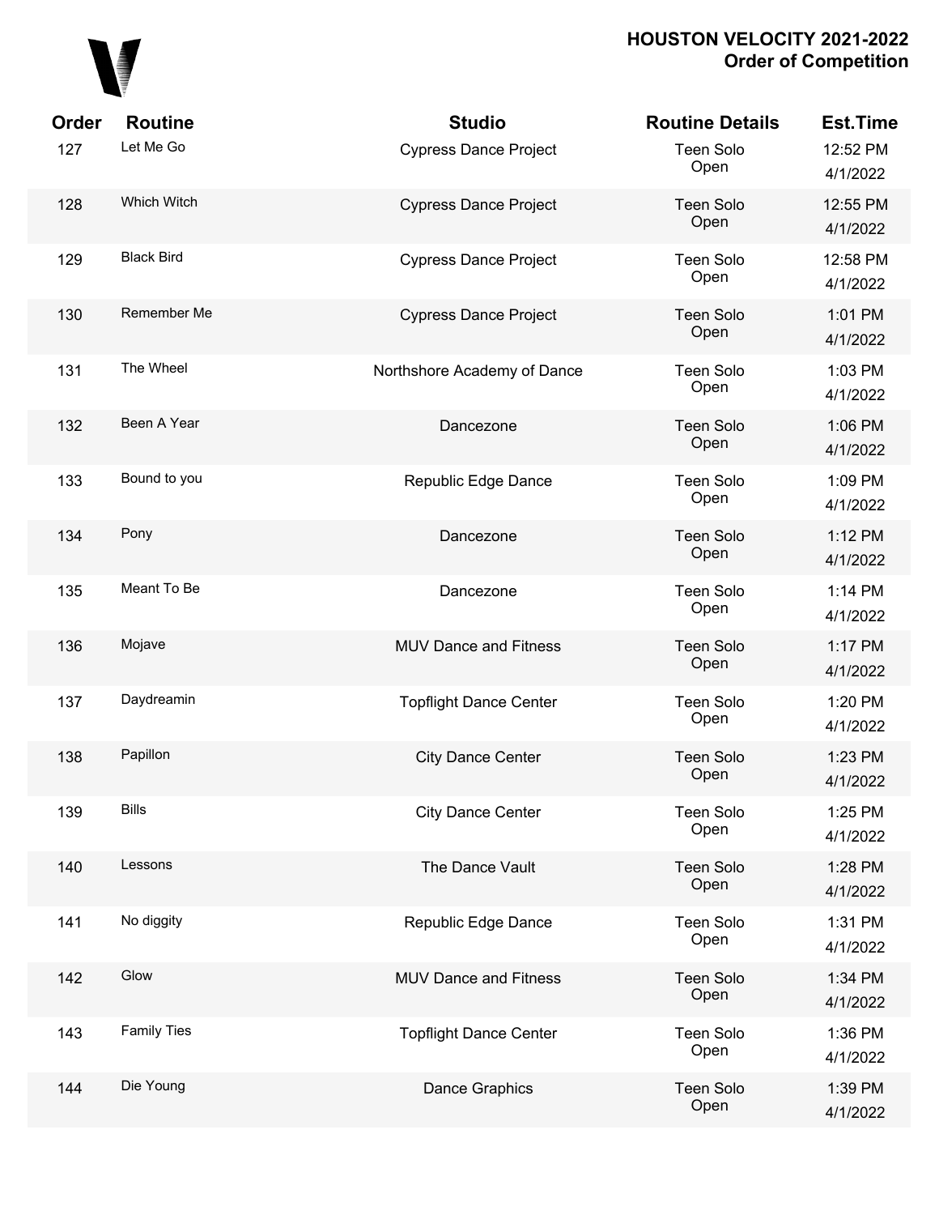# HOUSTON VELOCITY 2021-2022
## Order of Competition

| Order | Routine | Studio | Routine Details | Est.Time |
|---|---|---|---|---|
| 127 | Let Me Go | Cypress Dance Project | Teen Solo Open | 12:52 PM 4/1/2022 |
| 128 | Which Witch | Cypress Dance Project | Teen Solo Open | 12:55 PM 4/1/2022 |
| 129 | Black Bird | Cypress Dance Project | Teen Solo Open | 12:58 PM 4/1/2022 |
| 130 | Remember Me | Cypress Dance Project | Teen Solo Open | 1:01 PM 4/1/2022 |
| 131 | The Wheel | Northshore Academy of Dance | Teen Solo Open | 1:03 PM 4/1/2022 |
| 132 | Been A Year | Dancezone | Teen Solo Open | 1:06 PM 4/1/2022 |
| 133 | Bound to you | Republic Edge Dance | Teen Solo Open | 1:09 PM 4/1/2022 |
| 134 | Pony | Dancezone | Teen Solo Open | 1:12 PM 4/1/2022 |
| 135 | Meant To Be | Dancezone | Teen Solo Open | 1:14 PM 4/1/2022 |
| 136 | Mojave | MUV Dance and Fitness | Teen Solo Open | 1:17 PM 4/1/2022 |
| 137 | Daydreamin | Topflight Dance Center | Teen Solo Open | 1:20 PM 4/1/2022 |
| 138 | Papillon | City Dance Center | Teen Solo Open | 1:23 PM 4/1/2022 |
| 139 | Bills | City Dance Center | Teen Solo Open | 1:25 PM 4/1/2022 |
| 140 | Lessons | The Dance Vault | Teen Solo Open | 1:28 PM 4/1/2022 |
| 141 | No diggity | Republic Edge Dance | Teen Solo Open | 1:31 PM 4/1/2022 |
| 142 | Glow | MUV Dance and Fitness | Teen Solo Open | 1:34 PM 4/1/2022 |
| 143 | Family Ties | Topflight Dance Center | Teen Solo Open | 1:36 PM 4/1/2022 |
| 144 | Die Young | Dance Graphics | Teen Solo Open | 1:39 PM 4/1/2022 |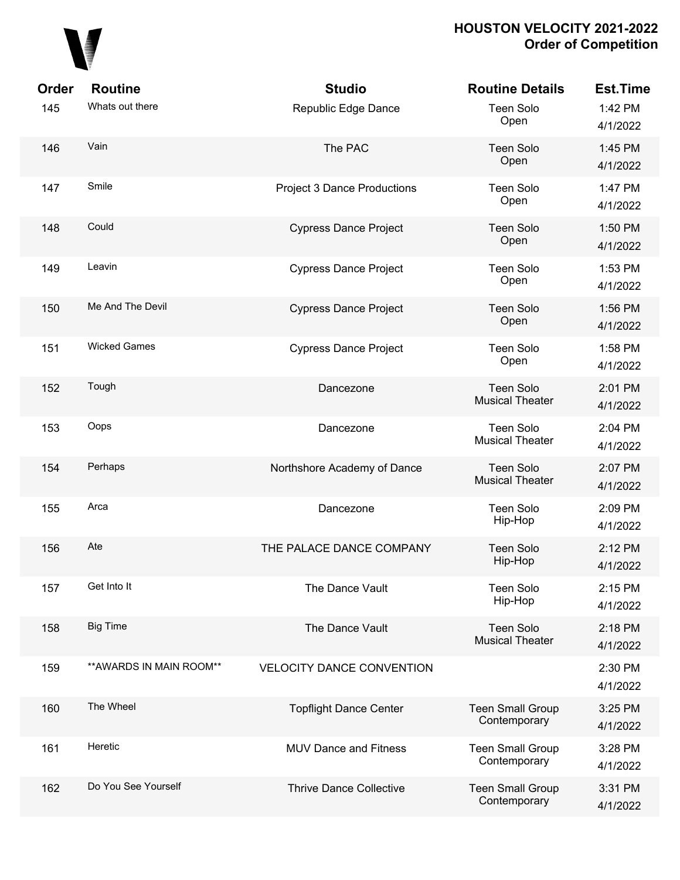## HOUSTON VELOCITY 2021-2022
## Order of Competition

| Order | Routine | Studio | Routine Details | Est.Time |
|---|---|---|---|---|
| 145 | Whats out there | Republic Edge Dance | Teen Solo Open | 1:42 PM 4/1/2022 |
| 146 | Vain | The PAC | Teen Solo Open | 1:45 PM 4/1/2022 |
| 147 | Smile | Project 3 Dance Productions | Teen Solo Open | 1:47 PM 4/1/2022 |
| 148 | Could | Cypress Dance Project | Teen Solo Open | 1:50 PM 4/1/2022 |
| 149 | Leavin | Cypress Dance Project | Teen Solo Open | 1:53 PM 4/1/2022 |
| 150 | Me And The Devil | Cypress Dance Project | Teen Solo Open | 1:56 PM 4/1/2022 |
| 151 | Wicked Games | Cypress Dance Project | Teen Solo Open | 1:58 PM 4/1/2022 |
| 152 | Tough | Dancezone | Teen Solo Musical Theater | 2:01 PM 4/1/2022 |
| 153 | Oops | Dancezone | Teen Solo Musical Theater | 2:04 PM 4/1/2022 |
| 154 | Perhaps | Northshore Academy of Dance | Teen Solo Musical Theater | 2:07 PM 4/1/2022 |
| 155 | Arca | Dancezone | Teen Solo Hip-Hop | 2:09 PM 4/1/2022 |
| 156 | Ate | THE PALACE DANCE COMPANY | Teen Solo Hip-Hop | 2:12 PM 4/1/2022 |
| 157 | Get Into It | The Dance Vault | Teen Solo Hip-Hop | 2:15 PM 4/1/2022 |
| 158 | Big Time | The Dance Vault | Teen Solo Musical Theater | 2:18 PM 4/1/2022 |
| 159 | **AWARDS IN MAIN ROOM** | VELOCITY DANCE CONVENTION | | 2:30 PM 4/1/2022 |
| 160 | The Wheel | Topflight Dance Center | Teen Small Group Contemporary | 3:25 PM 4/1/2022 |
| 161 | Heretic | MUV Dance and Fitness | Teen Small Group Contemporary | 3:28 PM 4/1/2022 |
| 162 | Do You See Yourself | Thrive Dance Collective | Teen Small Group Contemporary | 3:31 PM 4/1/2022 |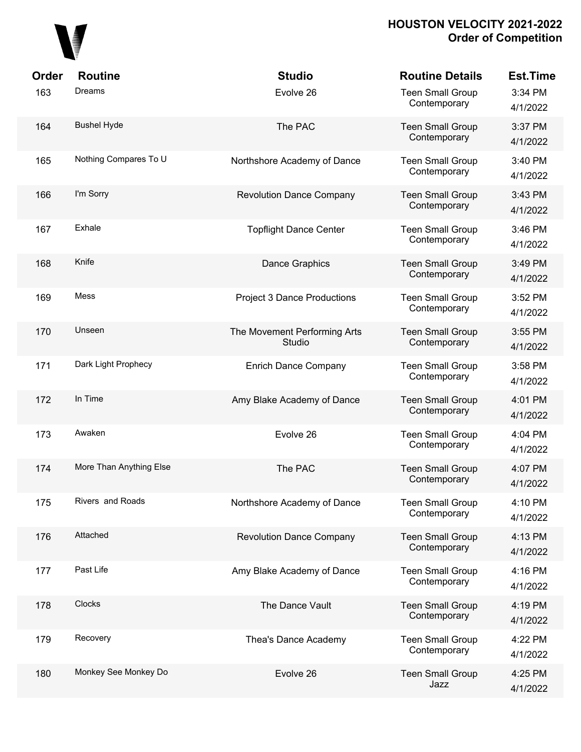# HOUSTON VELOCITY 2021-2022
## Order of Competition

| Order | Routine | Studio | Routine Details | Est.Time |
|---|---|---|---|---|
| 163 | Dreams | Evolve 26 | Teen Small Group Contemporary | 3:34 PM 4/1/2022 |
| 164 | Bushel Hyde | The PAC | Teen Small Group Contemporary | 3:37 PM 4/1/2022 |
| 165 | Nothing Compares To U | Northshore Academy of Dance | Teen Small Group Contemporary | 3:40 PM 4/1/2022 |
| 166 | I'm Sorry | Revolution Dance Company | Teen Small Group Contemporary | 3:43 PM 4/1/2022 |
| 167 | Exhale | Topflight Dance Center | Teen Small Group Contemporary | 3:46 PM 4/1/2022 |
| 168 | Knife | Dance Graphics | Teen Small Group Contemporary | 3:49 PM 4/1/2022 |
| 169 | Mess | Project 3 Dance Productions | Teen Small Group Contemporary | 3:52 PM 4/1/2022 |
| 170 | Unseen | The Movement Performing Arts Studio | Teen Small Group Contemporary | 3:55 PM 4/1/2022 |
| 171 | Dark Light Prophecy | Enrich Dance Company | Teen Small Group Contemporary | 3:58 PM 4/1/2022 |
| 172 | In Time | Amy Blake Academy of Dance | Teen Small Group Contemporary | 4:01 PM 4/1/2022 |
| 173 | Awaken | Evolve 26 | Teen Small Group Contemporary | 4:04 PM 4/1/2022 |
| 174 | More Than Anything Else | The PAC | Teen Small Group Contemporary | 4:07 PM 4/1/2022 |
| 175 | Rivers and Roads | Northshore Academy of Dance | Teen Small Group Contemporary | 4:10 PM 4/1/2022 |
| 176 | Attached | Revolution Dance Company | Teen Small Group Contemporary | 4:13 PM 4/1/2022 |
| 177 | Past Life | Amy Blake Academy of Dance | Teen Small Group Contemporary | 4:16 PM 4/1/2022 |
| 178 | Clocks | The Dance Vault | Teen Small Group Contemporary | 4:19 PM 4/1/2022 |
| 179 | Recovery | Thea's Dance Academy | Teen Small Group Contemporary | 4:22 PM 4/1/2022 |
| 180 | Monkey See Monkey Do | Evolve 26 | Teen Small Group Jazz | 4:25 PM 4/1/2022 |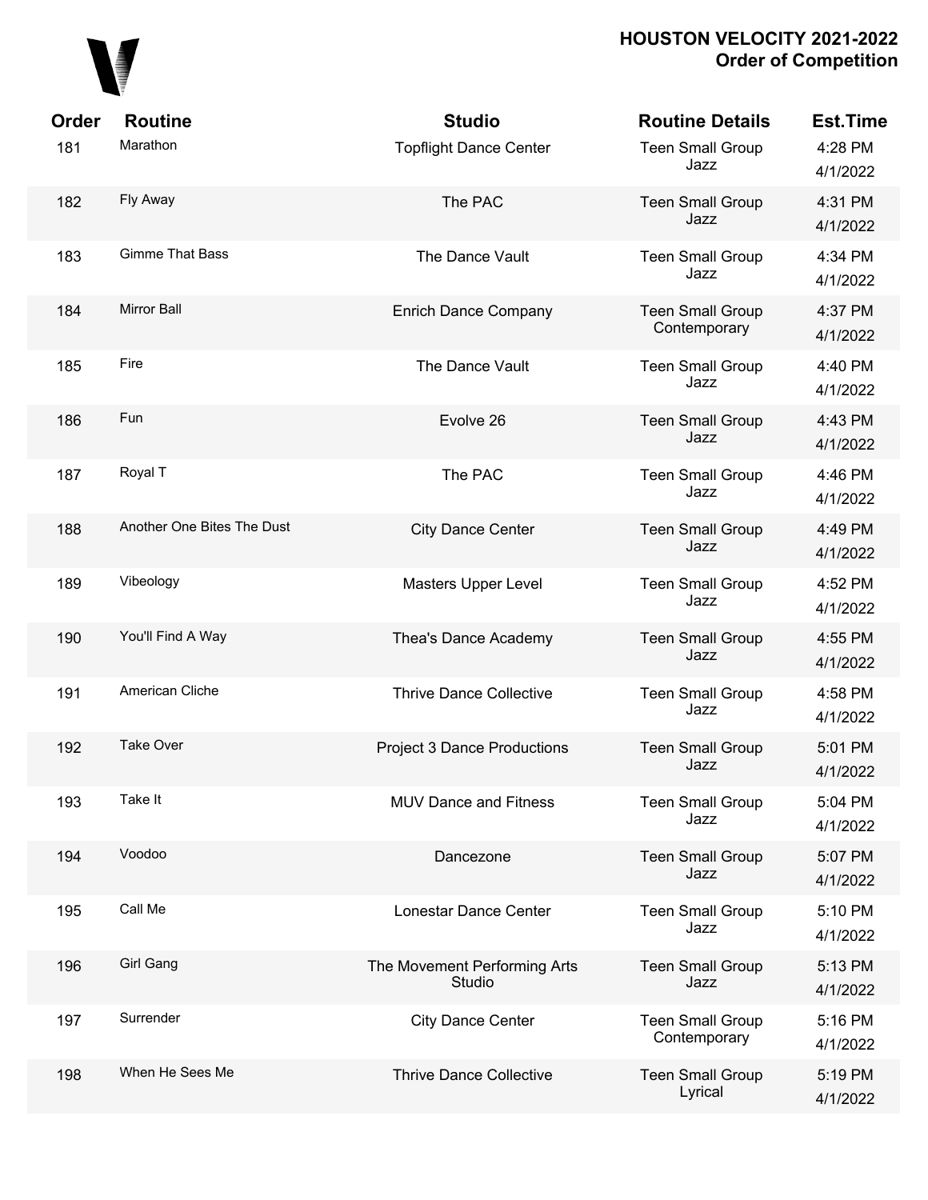## HOUSTON VELOCITY 2021-2022
## Order of Competition

| Order | Routine | Studio | Routine Details | Est.Time |
|---|---|---|---|---|
| 181 | Marathon | Topflight Dance Center | Teen Small Group Jazz | 4:28 PM 4/1/2022 |
| 182 | Fly Away | The PAC | Teen Small Group Jazz | 4:31 PM 4/1/2022 |
| 183 | Gimme That Bass | The Dance Vault | Teen Small Group Jazz | 4:34 PM 4/1/2022 |
| 184 | Mirror Ball | Enrich Dance Company | Teen Small Group Contemporary | 4:37 PM 4/1/2022 |
| 185 | Fire | The Dance Vault | Teen Small Group Jazz | 4:40 PM 4/1/2022 |
| 186 | Fun | Evolve 26 | Teen Small Group Jazz | 4:43 PM 4/1/2022 |
| 187 | Royal T | The PAC | Teen Small Group Jazz | 4:46 PM 4/1/2022 |
| 188 | Another One Bites The Dust | City Dance Center | Teen Small Group Jazz | 4:49 PM 4/1/2022 |
| 189 | Vibeology | Masters Upper Level | Teen Small Group Jazz | 4:52 PM 4/1/2022 |
| 190 | You'll Find A Way | Thea's Dance Academy | Teen Small Group Jazz | 4:55 PM 4/1/2022 |
| 191 | American Cliche | Thrive Dance Collective | Teen Small Group Jazz | 4:58 PM 4/1/2022 |
| 192 | Take Over | Project 3 Dance Productions | Teen Small Group Jazz | 5:01 PM 4/1/2022 |
| 193 | Take It | MUV Dance and Fitness | Teen Small Group Jazz | 5:04 PM 4/1/2022 |
| 194 | Voodoo | Dancezone | Teen Small Group Jazz | 5:07 PM 4/1/2022 |
| 195 | Call Me | Lonestar Dance Center | Teen Small Group Jazz | 5:10 PM 4/1/2022 |
| 196 | Girl Gang | The Movement Performing Arts Studio | Teen Small Group Jazz | 5:13 PM 4/1/2022 |
| 197 | Surrender | City Dance Center | Teen Small Group Contemporary | 5:16 PM 4/1/2022 |
| 198 | When He Sees Me | Thrive Dance Collective | Teen Small Group Lyrical | 5:19 PM 4/1/2022 |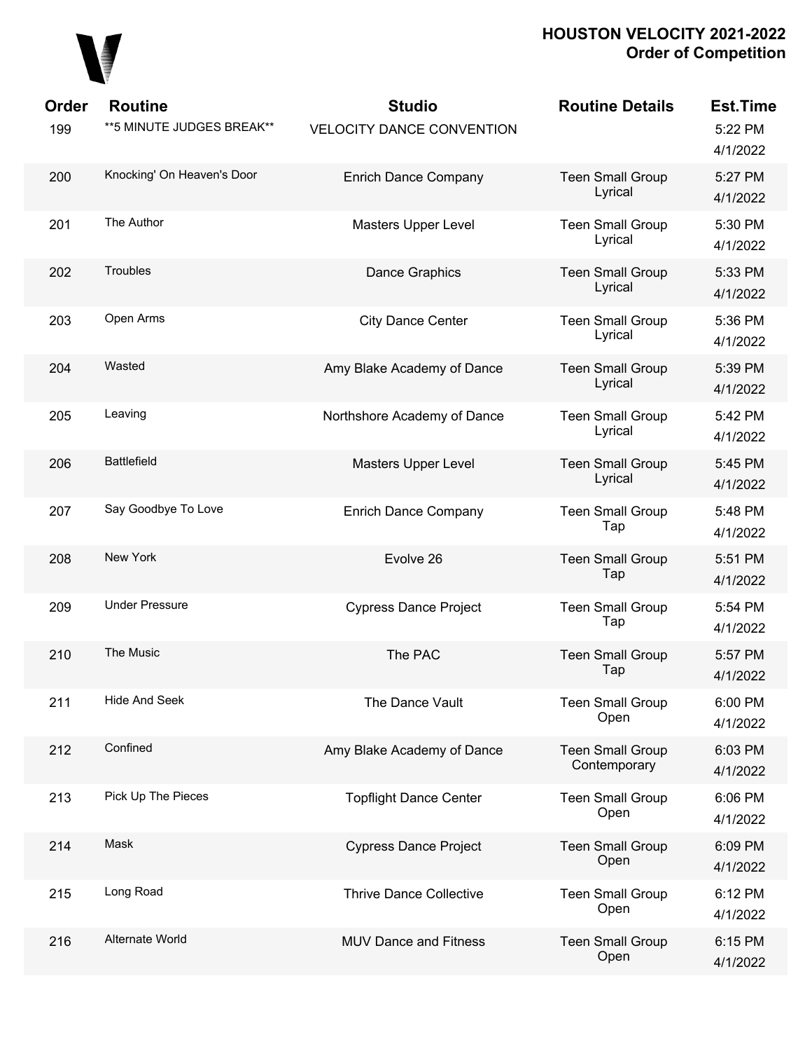# HOUSTON VELOCITY 2021-2022
## Order of Competition

| Order | Routine | Studio | Routine Details | Est.Time |
|---|---|---|---|---|
| 199 | **5 MINUTE JUDGES BREAK** | VELOCITY DANCE CONVENTION | | 5:22 PM 4/1/2022 |
| 200 | Knocking' On Heaven's Door | Enrich Dance Company | Teen Small Group Lyrical | 5:27 PM 4/1/2022 |
| 201 | The Author | Masters Upper Level | Teen Small Group Lyrical | 5:30 PM 4/1/2022 |
| 202 | Troubles | Dance Graphics | Teen Small Group Lyrical | 5:33 PM 4/1/2022 |
| 203 | Open Arms | City Dance Center | Teen Small Group Lyrical | 5:36 PM 4/1/2022 |
| 204 | Wasted | Amy Blake Academy of Dance | Teen Small Group Lyrical | 5:39 PM 4/1/2022 |
| 205 | Leaving | Northshore Academy of Dance | Teen Small Group Lyrical | 5:42 PM 4/1/2022 |
| 206 | Battlefield | Masters Upper Level | Teen Small Group Lyrical | 5:45 PM 4/1/2022 |
| 207 | Say Goodbye To Love | Enrich Dance Company | Teen Small Group Tap | 5:48 PM 4/1/2022 |
| 208 | New York | Evolve 26 | Teen Small Group Tap | 5:51 PM 4/1/2022 |
| 209 | Under Pressure | Cypress Dance Project | Teen Small Group Tap | 5:54 PM 4/1/2022 |
| 210 | The Music | The PAC | Teen Small Group Tap | 5:57 PM 4/1/2022 |
| 211 | Hide And Seek | The Dance Vault | Teen Small Group Open | 6:00 PM 4/1/2022 |
| 212 | Confined | Amy Blake Academy of Dance | Teen Small Group Contemporary | 6:03 PM 4/1/2022 |
| 213 | Pick Up The Pieces | Topflight Dance Center | Teen Small Group Open | 6:06 PM 4/1/2022 |
| 214 | Mask | Cypress Dance Project | Teen Small Group Open | 6:09 PM 4/1/2022 |
| 215 | Long Road | Thrive Dance Collective | Teen Small Group Open | 6:12 PM 4/1/2022 |
| 216 | Alternate World | MUV Dance and Fitness | Teen Small Group Open | 6:15 PM 4/1/2022 |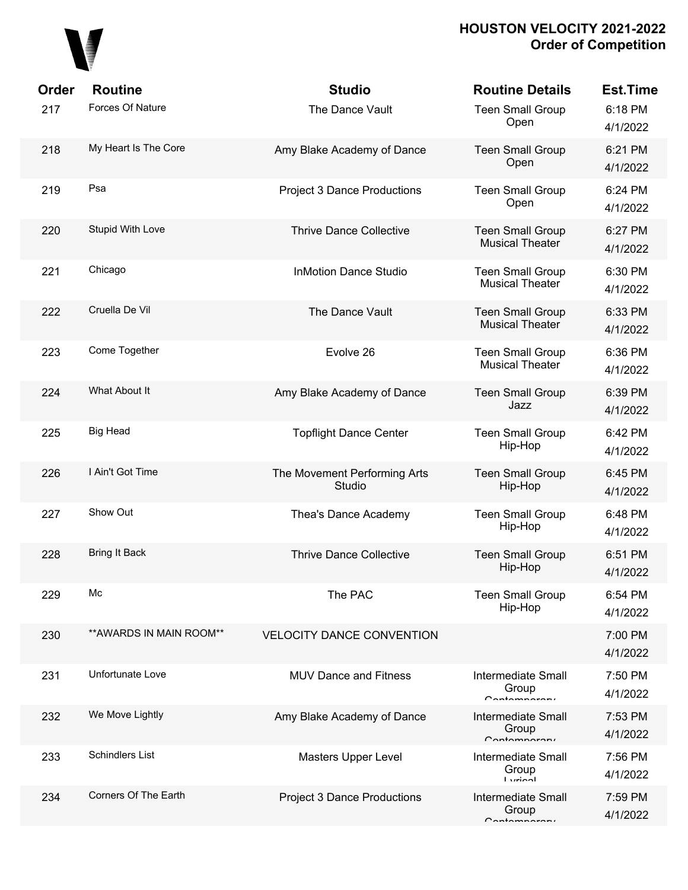## HOUSTON VELOCITY 2021-2022
## Order of Competition

| Order | Routine | Studio | Routine Details | Est.Time |
|---|---|---|---|---|
| 217 | Forces Of Nature | The Dance Vault | Teen Small Group Open | 6:18 PM 4/1/2022 |
| 218 | My Heart Is The Core | Amy Blake Academy of Dance | Teen Small Group Open | 6:21 PM 4/1/2022 |
| 219 | Psa | Project 3 Dance Productions | Teen Small Group Open | 6:24 PM 4/1/2022 |
| 220 | Stupid With Love | Thrive Dance Collective | Teen Small Group Musical Theater | 6:27 PM 4/1/2022 |
| 221 | Chicago | InMotion Dance Studio | Teen Small Group Musical Theater | 6:30 PM 4/1/2022 |
| 222 | Cruella De Vil | The Dance Vault | Teen Small Group Musical Theater | 6:33 PM 4/1/2022 |
| 223 | Come Together | Evolve 26 | Teen Small Group Musical Theater | 6:36 PM 4/1/2022 |
| 224 | What About It | Amy Blake Academy of Dance | Teen Small Group Jazz | 6:39 PM 4/1/2022 |
| 225 | Big Head | Topflight Dance Center | Teen Small Group Hip-Hop | 6:42 PM 4/1/2022 |
| 226 | I Ain't Got Time | The Movement Performing Arts Studio | Teen Small Group Hip-Hop | 6:45 PM 4/1/2022 |
| 227 | Show Out | Thea's Dance Academy | Teen Small Group Hip-Hop | 6:48 PM 4/1/2022 |
| 228 | Bring It Back | Thrive Dance Collective | Teen Small Group Hip-Hop | 6:51 PM 4/1/2022 |
| 229 | Mc | The PAC | Teen Small Group Hip-Hop | 6:54 PM 4/1/2022 |
| 230 | **AWARDS IN MAIN ROOM** | VELOCITY DANCE CONVENTION | | 7:00 PM 4/1/2022 |
| 231 | Unfortunate Love | MUV Dance and Fitness | Intermediate Small Group Contemporary | 7:50 PM 4/1/2022 |
| 232 | We Move Lightly | Amy Blake Academy of Dance | Intermediate Small Group Contemporary | 7:53 PM 4/1/2022 |
| 233 | Schindlers List | Masters Upper Level | Intermediate Small Group Lyrical | 7:56 PM 4/1/2022 |
| 234 | Corners Of The Earth | Project 3 Dance Productions | Intermediate Small Group Contemporary | 7:59 PM 4/1/2022 |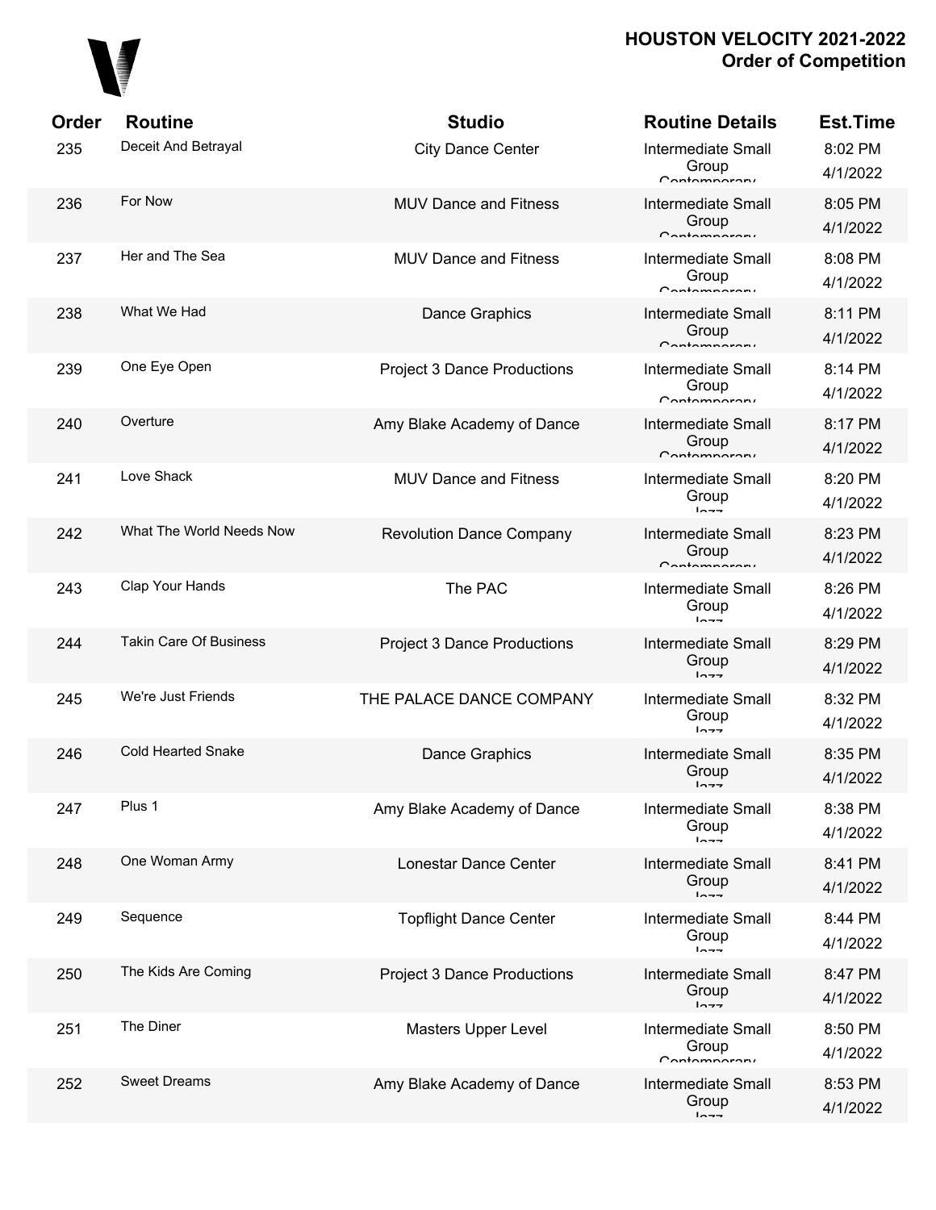# HOUSTON VELOCITY 2021-2022
## Order of Competition

| Order | Routine | Studio | Routine Details | Est.Time |
|---|---|---|---|---|
| 235 | Deceit And Betrayal | City Dance Center | Intermediate Small Group Contemporary | 8:02 PM 4/1/2022 |
| 236 | For Now | MUV Dance and Fitness | Intermediate Small Group Contemporary | 8:05 PM 4/1/2022 |
| 237 | Her and The Sea | MUV Dance and Fitness | Intermediate Small Group Contemporary | 8:08 PM 4/1/2022 |
| 238 | What We Had | Dance Graphics | Intermediate Small Group Contemporary | 8:11 PM 4/1/2022 |
| 239 | One Eye Open | Project 3 Dance Productions | Intermediate Small Group Contemporary | 8:14 PM 4/1/2022 |
| 240 | Overture | Amy Blake Academy of Dance | Intermediate Small Group Contemporary | 8:17 PM 4/1/2022 |
| 241 | Love Shack | MUV Dance and Fitness | Intermediate Small Group Jazz | 8:20 PM 4/1/2022 |
| 242 | What The World Needs Now | Revolution Dance Company | Intermediate Small Group Contemporary | 8:23 PM 4/1/2022 |
| 243 | Clap Your Hands | The PAC | Intermediate Small Group Jazz | 8:26 PM 4/1/2022 |
| 244 | Takin Care Of Business | Project 3 Dance Productions | Intermediate Small Group Jazz | 8:29 PM 4/1/2022 |
| 245 | We're Just Friends | THE PALACE DANCE COMPANY | Intermediate Small Group Jazz | 8:32 PM 4/1/2022 |
| 246 | Cold Hearted Snake | Dance Graphics | Intermediate Small Group Jazz | 8:35 PM 4/1/2022 |
| 247 | Plus 1 | Amy Blake Academy of Dance | Intermediate Small Group Jazz | 8:38 PM 4/1/2022 |
| 248 | One Woman Army | Lonestar Dance Center | Intermediate Small Group Jazz | 8:41 PM 4/1/2022 |
| 249 | Sequence | Topflight Dance Center | Intermediate Small Group Jazz | 8:44 PM 4/1/2022 |
| 250 | The Kids Are Coming | Project 3 Dance Productions | Intermediate Small Group Jazz | 8:47 PM 4/1/2022 |
| 251 | The Diner | Masters Upper Level | Intermediate Small Group Contemporary | 8:50 PM 4/1/2022 |
| 252 | Sweet Dreams | Amy Blake Academy of Dance | Intermediate Small Group Jazz | 8:53 PM 4/1/2022 |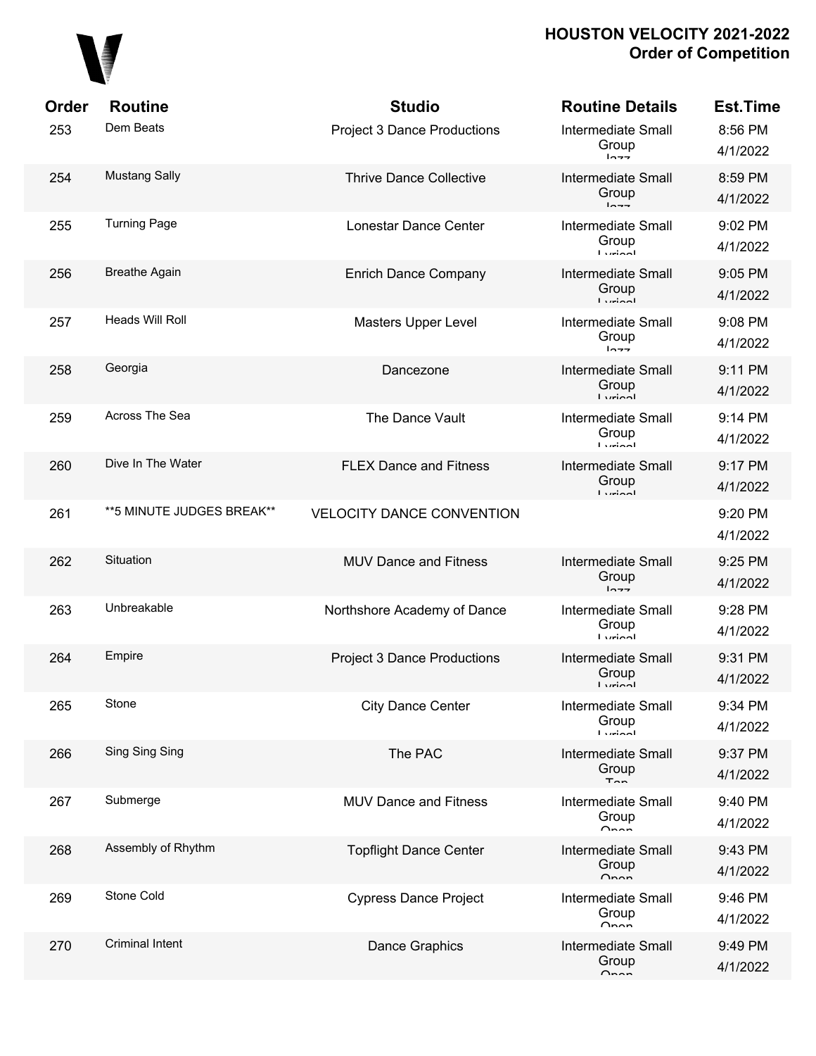# HOUSTON VELOCITY 2021-2022
## Order of Competition

| Order | Routine | Studio | Routine Details | Est.Time |
|---|---|---|---|---|
| 253 | Dem Beats | Project 3 Dance Productions | Intermediate Small Group Jazz | 8:56 PM 4/1/2022 |
| 254 | Mustang Sally | Thrive Dance Collective | Intermediate Small Group Jazz | 8:59 PM 4/1/2022 |
| 255 | Turning Page | Lonestar Dance Center | Intermediate Small Group Lyrical | 9:02 PM 4/1/2022 |
| 256 | Breathe Again | Enrich Dance Company | Intermediate Small Group Lyrical | 9:05 PM 4/1/2022 |
| 257 | Heads Will Roll | Masters Upper Level | Intermediate Small Group Jazz | 9:08 PM 4/1/2022 |
| 258 | Georgia | Dancezone | Intermediate Small Group Lyrical | 9:11 PM 4/1/2022 |
| 259 | Across The Sea | The Dance Vault | Intermediate Small Group Lyrical | 9:14 PM 4/1/2022 |
| 260 | Dive In The Water | FLEX Dance and Fitness | Intermediate Small Group Lyrical | 9:17 PM 4/1/2022 |
| 261 | **5 MINUTE JUDGES BREAK** | VELOCITY DANCE CONVENTION | | 9:20 PM 4/1/2022 |
| 262 | Situation | MUV Dance and Fitness | Intermediate Small Group Jazz | 9:25 PM 4/1/2022 |
| 263 | Unbreakable | Northshore Academy of Dance | Intermediate Small Group Lyrical | 9:28 PM 4/1/2022 |
| 264 | Empire | Project 3 Dance Productions | Intermediate Small Group Lyrical | 9:31 PM 4/1/2022 |
| 265 | Stone | City Dance Center | Intermediate Small Group Lyrical | 9:34 PM 4/1/2022 |
| 266 | Sing Sing Sing | The PAC | Intermediate Small Group Tap | 9:37 PM 4/1/2022 |
| 267 | Submerge | MUV Dance and Fitness | Intermediate Small Group Open | 9:40 PM 4/1/2022 |
| 268 | Assembly of Rhythm | Topflight Dance Center | Intermediate Small Group Open | 9:43 PM 4/1/2022 |
| 269 | Stone Cold | Cypress Dance Project | Intermediate Small Group Open | 9:46 PM 4/1/2022 |
| 270 | Criminal Intent | Dance Graphics | Intermediate Small Group Open | 9:49 PM 4/1/2022 |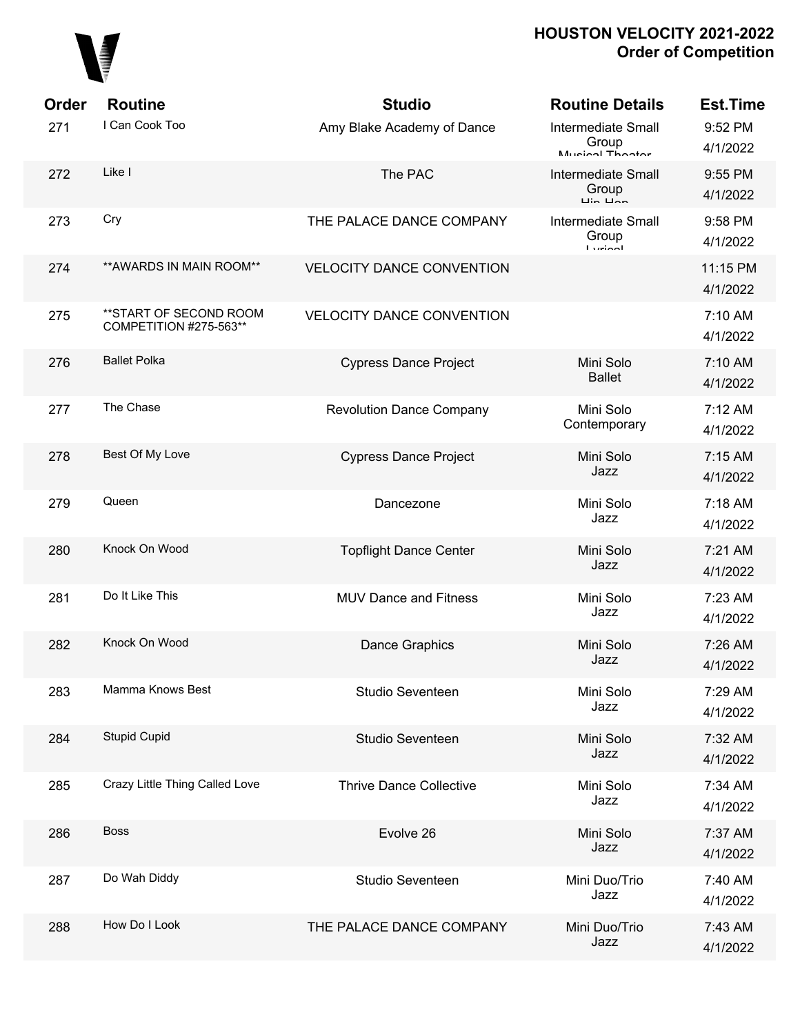# HOUSTON VELOCITY 2021-2022
## Order of Competition

| Order | Routine | Studio | Routine Details | Est.Time |
|---|---|---|---|---|
| 271 | I Can Cook Too | Amy Blake Academy of Dance | Intermediate Small Group Musical Theater | 9:52 PM 4/1/2022 |
| 272 | Like I | The PAC | Intermediate Small Group Hip Hop | 9:55 PM 4/1/2022 |
| 273 | Cry | THE PALACE DANCE COMPANY | Intermediate Small Group Lyrical | 9:58 PM 4/1/2022 |
| 274 | **AWARDS IN MAIN ROOM** | VELOCITY DANCE CONVENTION | | 11:15 PM 4/1/2022 |
| 275 | **START OF SECOND ROOM COMPETITION #275-563** | VELOCITY DANCE CONVENTION | | 7:10 AM 4/1/2022 |
| 276 | Ballet Polka | Cypress Dance Project | Mini Solo Ballet | 7:10 AM 4/1/2022 |
| 277 | The Chase | Revolution Dance Company | Mini Solo Contemporary | 7:12 AM 4/1/2022 |
| 278 | Best Of My Love | Cypress Dance Project | Mini Solo Jazz | 7:15 AM 4/1/2022 |
| 279 | Queen | Dancezone | Mini Solo Jazz | 7:18 AM 4/1/2022 |
| 280 | Knock On Wood | Topflight Dance Center | Mini Solo Jazz | 7:21 AM 4/1/2022 |
| 281 | Do It Like This | MUV Dance and Fitness | Mini Solo Jazz | 7:23 AM 4/1/2022 |
| 282 | Knock On Wood | Dance Graphics | Mini Solo Jazz | 7:26 AM 4/1/2022 |
| 283 | Mamma Knows Best | Studio Seventeen | Mini Solo Jazz | 7:29 AM 4/1/2022 |
| 284 | Stupid Cupid | Studio Seventeen | Mini Solo Jazz | 7:32 AM 4/1/2022 |
| 285 | Crazy Little Thing Called Love | Thrive Dance Collective | Mini Solo Jazz | 7:34 AM 4/1/2022 |
| 286 | Boss | Evolve 26 | Mini Solo Jazz | 7:37 AM 4/1/2022 |
| 287 | Do Wah Diddy | Studio Seventeen | Mini Duo/Trio Jazz | 7:40 AM 4/1/2022 |
| 288 | How Do I Look | THE PALACE DANCE COMPANY | Mini Duo/Trio Jazz | 7:43 AM 4/1/2022 |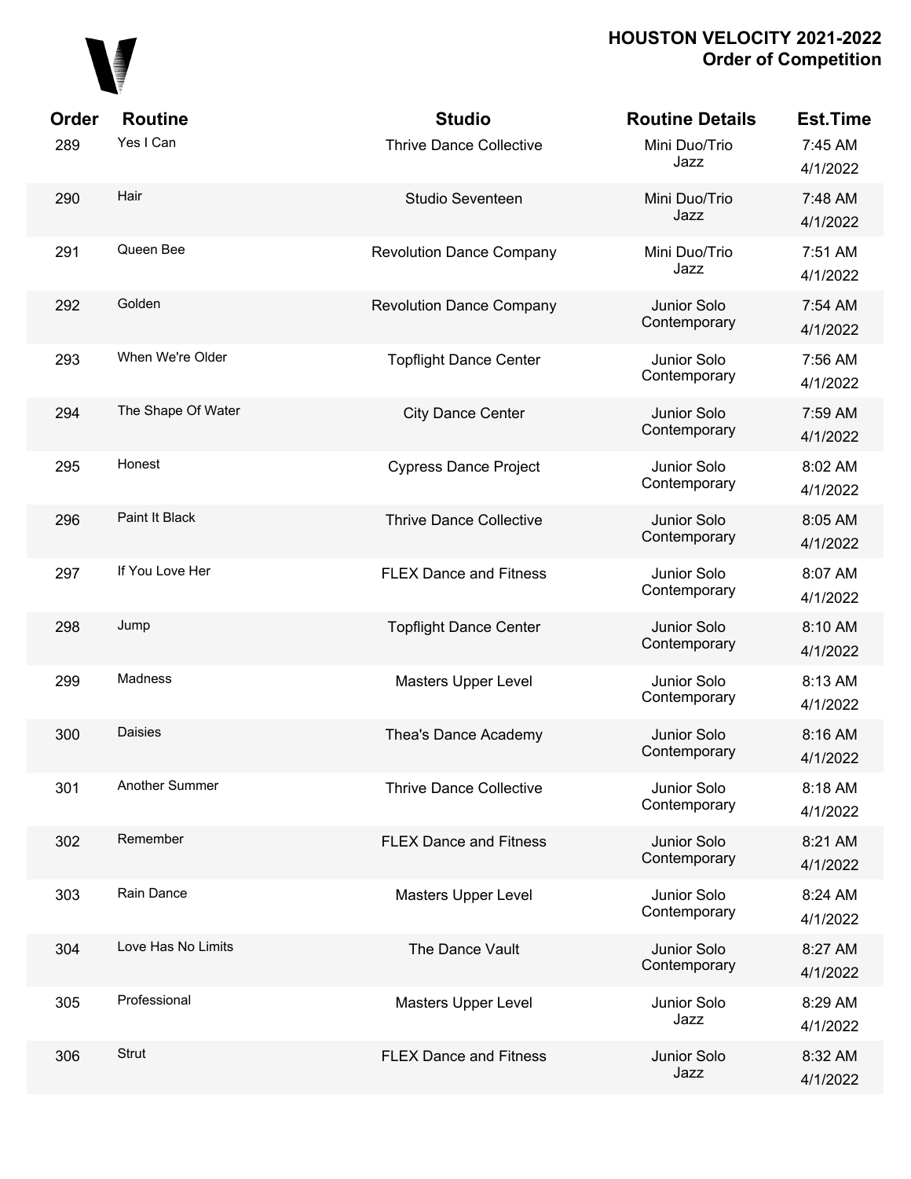# HOUSTON VELOCITY 2021-2022
## Order of Competition

| Order | Routine | Studio | Routine Details | Est.Time |
|---|---|---|---|---|
| 289 | Yes I Can | Thrive Dance Collective | Mini Duo/Trio Jazz | 7:45 AM 4/1/2022 |
| 290 | Hair | Studio Seventeen | Mini Duo/Trio Jazz | 7:48 AM 4/1/2022 |
| 291 | Queen Bee | Revolution Dance Company | Mini Duo/Trio Jazz | 7:51 AM 4/1/2022 |
| 292 | Golden | Revolution Dance Company | Junior Solo Contemporary | 7:54 AM 4/1/2022 |
| 293 | When We're Older | Topflight Dance Center | Junior Solo Contemporary | 7:56 AM 4/1/2022 |
| 294 | The Shape Of Water | City Dance Center | Junior Solo Contemporary | 7:59 AM 4/1/2022 |
| 295 | Honest | Cypress Dance Project | Junior Solo Contemporary | 8:02 AM 4/1/2022 |
| 296 | Paint It Black | Thrive Dance Collective | Junior Solo Contemporary | 8:05 AM 4/1/2022 |
| 297 | If You Love Her | FLEX Dance and Fitness | Junior Solo Contemporary | 8:07 AM 4/1/2022 |
| 298 | Jump | Topflight Dance Center | Junior Solo Contemporary | 8:10 AM 4/1/2022 |
| 299 | Madness | Masters Upper Level | Junior Solo Contemporary | 8:13 AM 4/1/2022 |
| 300 | Daisies | Thea's Dance Academy | Junior Solo Contemporary | 8:16 AM 4/1/2022 |
| 301 | Another Summer | Thrive Dance Collective | Junior Solo Contemporary | 8:18 AM 4/1/2022 |
| 302 | Remember | FLEX Dance and Fitness | Junior Solo Contemporary | 8:21 AM 4/1/2022 |
| 303 | Rain Dance | Masters Upper Level | Junior Solo Contemporary | 8:24 AM 4/1/2022 |
| 304 | Love Has No Limits | The Dance Vault | Junior Solo Contemporary | 8:27 AM 4/1/2022 |
| 305 | Professional | Masters Upper Level | Junior Solo Jazz | 8:29 AM 4/1/2022 |
| 306 | Strut | FLEX Dance and Fitness | Junior Solo Jazz | 8:32 AM 4/1/2022 |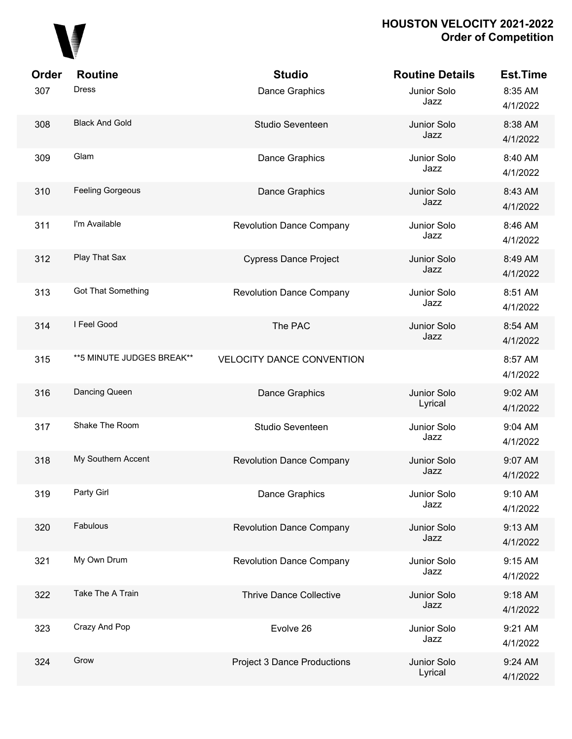| Order | Routine | Studio | Routine Details | Est.Time |
|---|---|---|---|---|
| 307 | Dress | Dance Graphics | Junior Solo Jazz | 8:35 AM 4/1/2022 |
| 308 | Black And Gold | Studio Seventeen | Junior Solo Jazz | 8:38 AM 4/1/2022 |
| 309 | Glam | Dance Graphics | Junior Solo Jazz | 8:40 AM 4/1/2022 |
| 310 | Feeling Gorgeous | Dance Graphics | Junior Solo Jazz | 8:43 AM 4/1/2022 |
| 311 | I'm Available | Revolution Dance Company | Junior Solo Jazz | 8:46 AM 4/1/2022 |
| 312 | Play That Sax | Cypress Dance Project | Junior Solo Jazz | 8:49 AM 4/1/2022 |
| 313 | Got That Something | Revolution Dance Company | Junior Solo Jazz | 8:51 AM 4/1/2022 |
| 314 | I Feel Good | The PAC | Junior Solo Jazz | 8:54 AM 4/1/2022 |
| 315 | **5 MINUTE JUDGES BREAK** | VELOCITY DANCE CONVENTION | | 8:57 AM 4/1/2022 |
| 316 | Dancing Queen | Dance Graphics | Junior Solo Lyrical | 9:02 AM 4/1/2022 |
| 317 | Shake The Room | Studio Seventeen | Junior Solo Jazz | 9:04 AM 4/1/2022 |
| 318 | My Southern Accent | Revolution Dance Company | Junior Solo Jazz | 9:07 AM 4/1/2022 |
| 319 | Party Girl | Dance Graphics | Junior Solo Jazz | 9:10 AM 4/1/2022 |
| 320 | Fabulous | Revolution Dance Company | Junior Solo Jazz | 9:13 AM 4/1/2022 |
| 321 | My Own Drum | Revolution Dance Company | Junior Solo Jazz | 9:15 AM 4/1/2022 |
| 322 | Take The A Train | Thrive Dance Collective | Junior Solo Jazz | 9:18 AM 4/1/2022 |
| 323 | Crazy And Pop | Evolve 26 | Junior Solo Jazz | 9:21 AM 4/1/2022 |
| 324 | Grow | Project 3 Dance Productions | Junior Solo Lyrical | 9:24 AM 4/1/2022 |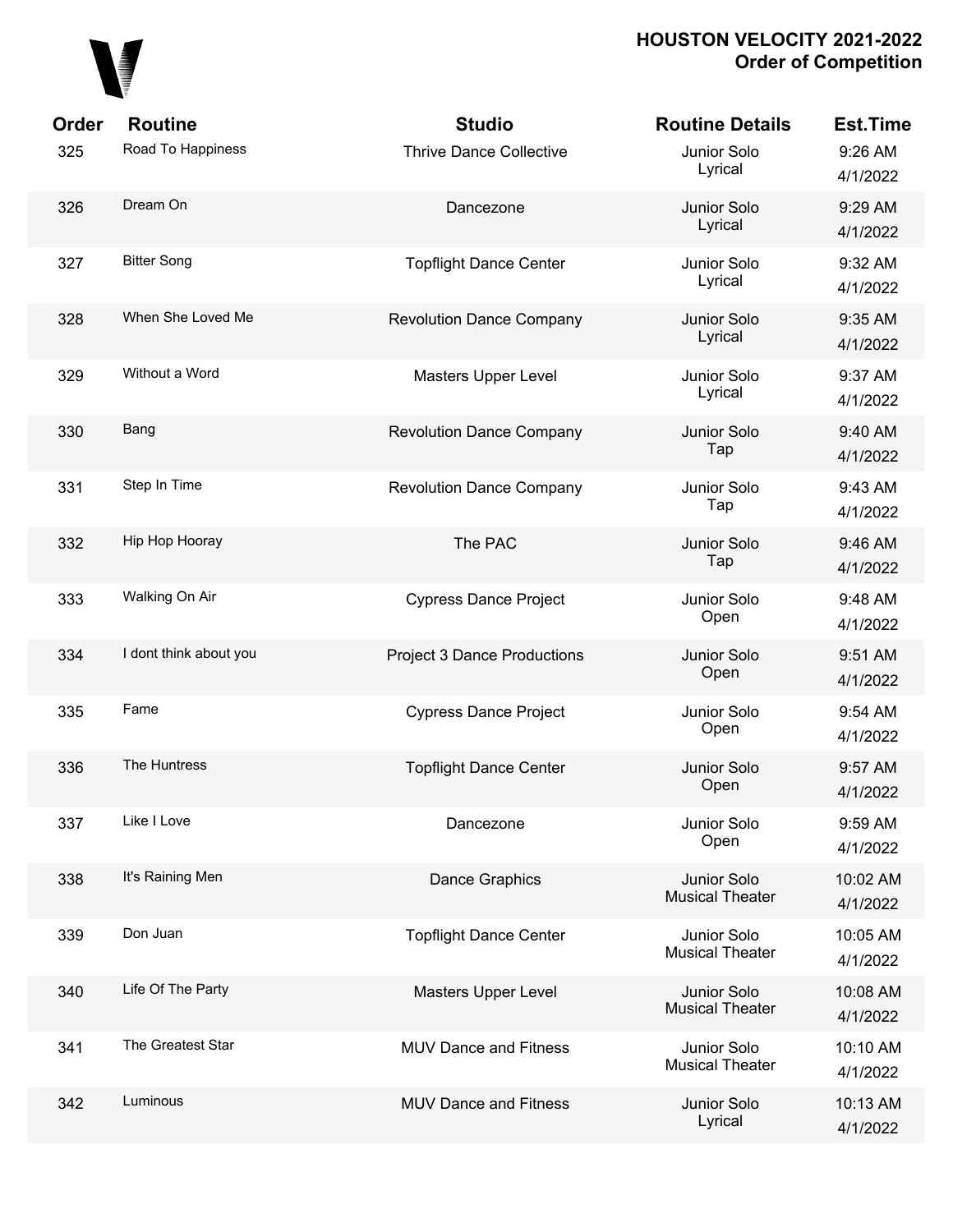**HOUSTON VELOCITY 2021-2022**
**Order of Competition**

| Order | Routine | Studio | Routine Details | Est.Time |
|---|---|---|---|---|
| 325 | Road To Happiness | Thrive Dance Collective | Junior Solo Lyrical | 9:26 AM 4/1/2022 |
| 326 | Dream On | Dancezone | Junior Solo Lyrical | 9:29 AM 4/1/2022 |
| 327 | Bitter Song | Topflight Dance Center | Junior Solo Lyrical | 9:32 AM 4/1/2022 |
| 328 | When She Loved Me | Revolution Dance Company | Junior Solo Lyrical | 9:35 AM 4/1/2022 |
| 329 | Without a Word | Masters Upper Level | Junior Solo Lyrical | 9:37 AM 4/1/2022 |
| 330 | Bang | Revolution Dance Company | Junior Solo Tap | 9:40 AM 4/1/2022 |
| 331 | Step In Time | Revolution Dance Company | Junior Solo Tap | 9:43 AM 4/1/2022 |
| 332 | Hip Hop Hooray | The PAC | Junior Solo Tap | 9:46 AM 4/1/2022 |
| 333 | Walking On Air | Cypress Dance Project | Junior Solo Open | 9:48 AM 4/1/2022 |
| 334 | I dont think about you | Project 3 Dance Productions | Junior Solo Open | 9:51 AM 4/1/2022 |
| 335 | Fame | Cypress Dance Project | Junior Solo Open | 9:54 AM 4/1/2022 |
| 336 | The Huntress | Topflight Dance Center | Junior Solo Open | 9:57 AM 4/1/2022 |
| 337 | Like I Love | Dancezone | Junior Solo Open | 9:59 AM 4/1/2022 |
| 338 | It's Raining Men | Dance Graphics | Junior Solo Musical Theater | 10:02 AM 4/1/2022 |
| 339 | Don Juan | Topflight Dance Center | Junior Solo Musical Theater | 10:05 AM 4/1/2022 |
| 340 | Life Of The Party | Masters Upper Level | Junior Solo Musical Theater | 10:08 AM 4/1/2022 |
| 341 | The Greatest Star | MUV Dance and Fitness | Junior Solo Musical Theater | 10:10 AM 4/1/2022 |
| 342 | Luminous | MUV Dance and Fitness | Junior Solo Lyrical | 10:13 AM 4/1/2022 |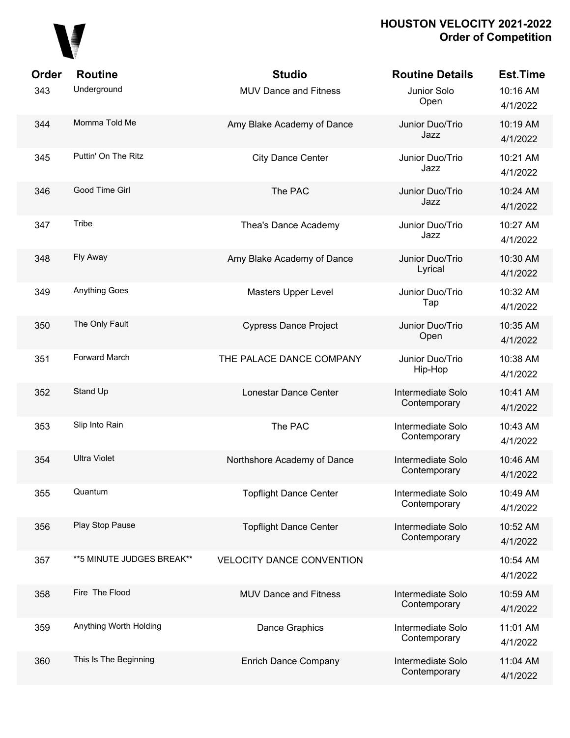# HOUSTON VELOCITY 2021-2022
## Order of Competition

| Order | Routine | Studio | Routine Details | Est.Time |
|---|---|---|---|---|
| 343 | Underground | MUV Dance and Fitness | Junior Solo Open | 10:16 AM 4/1/2022 |
| 344 | Momma Told Me | Amy Blake Academy of Dance | Junior Duo/Trio Jazz | 10:19 AM 4/1/2022 |
| 345 | Puttin' On The Ritz | City Dance Center | Junior Duo/Trio Jazz | 10:21 AM 4/1/2022 |
| 346 | Good Time Girl | The PAC | Junior Duo/Trio Jazz | 10:24 AM 4/1/2022 |
| 347 | Tribe | Thea's Dance Academy | Junior Duo/Trio Jazz | 10:27 AM 4/1/2022 |
| 348 | Fly Away | Amy Blake Academy of Dance | Junior Duo/Trio Lyrical | 10:30 AM 4/1/2022 |
| 349 | Anything Goes | Masters Upper Level | Junior Duo/Trio Tap | 10:32 AM 4/1/2022 |
| 350 | The Only Fault | Cypress Dance Project | Junior Duo/Trio Open | 10:35 AM 4/1/2022 |
| 351 | Forward March | THE PALACE DANCE COMPANY | Junior Duo/Trio Hip-Hop | 10:38 AM 4/1/2022 |
| 352 | Stand Up | Lonestar Dance Center | Intermediate Solo Contemporary | 10:41 AM 4/1/2022 |
| 353 | Slip Into Rain | The PAC | Intermediate Solo Contemporary | 10:43 AM 4/1/2022 |
| 354 | Ultra Violet | Northshore Academy of Dance | Intermediate Solo Contemporary | 10:46 AM 4/1/2022 |
| 355 | Quantum | Topflight Dance Center | Intermediate Solo Contemporary | 10:49 AM 4/1/2022 |
| 356 | Play Stop Pause | Topflight Dance Center | Intermediate Solo Contemporary | 10:52 AM 4/1/2022 |
| 357 | **5 MINUTE JUDGES BREAK** | VELOCITY DANCE CONVENTION | | 10:54 AM 4/1/2022 |
| 358 | Fire The Flood | MUV Dance and Fitness | Intermediate Solo Contemporary | 10:59 AM 4/1/2022 |
| 359 | Anything Worth Holding | Dance Graphics | Intermediate Solo Contemporary | 11:01 AM 4/1/2022 |
| 360 | This Is The Beginning | Enrich Dance Company | Intermediate Solo Contemporary | 11:04 AM 4/1/2022 |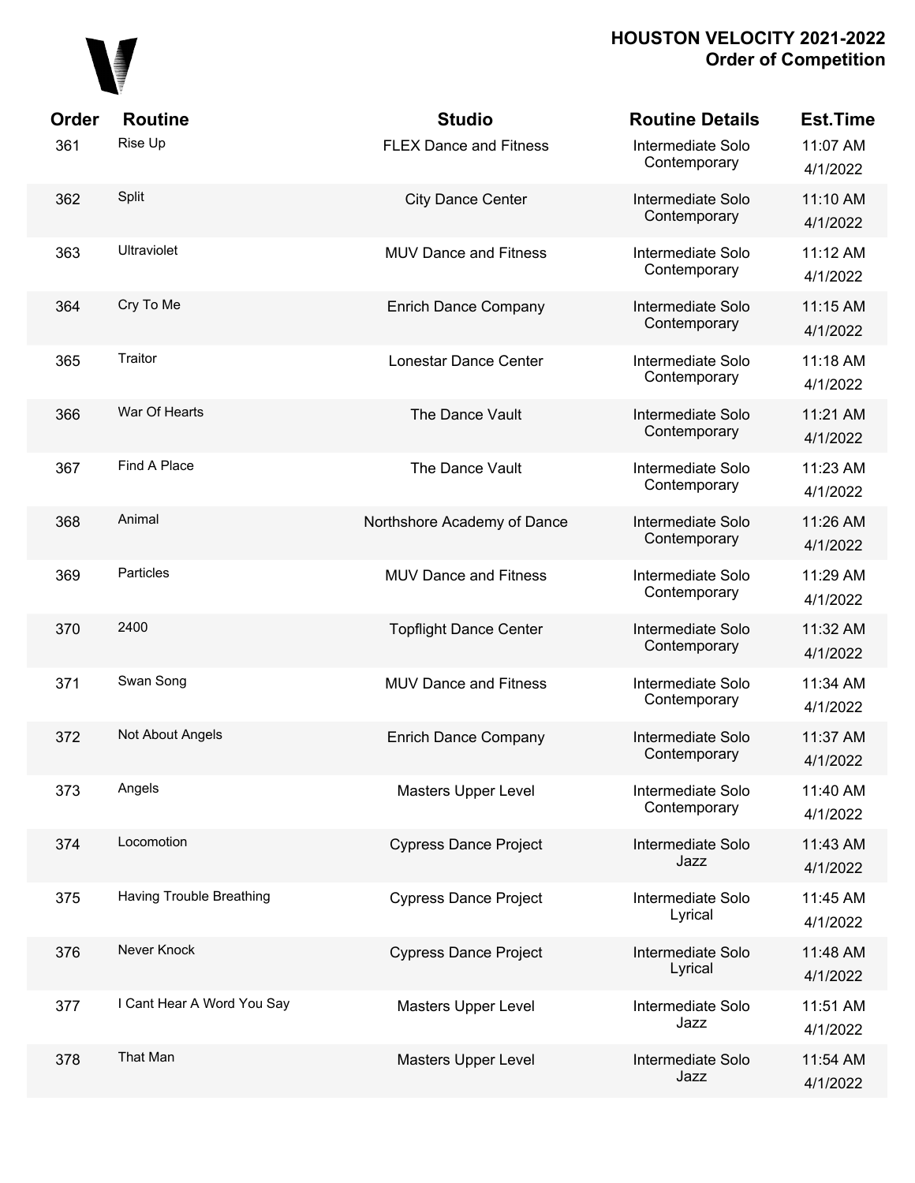# HOUSTON VELOCITY 2021-2022
## Order of Competition

| Order | Routine | Studio | Routine Details | Est.Time |
|---|---|---|---|---|
| 361 | Rise Up | FLEX Dance and Fitness | Intermediate Solo Contemporary | 11:07 AM 4/1/2022 |
| 362 | Split | City Dance Center | Intermediate Solo Contemporary | 11:10 AM 4/1/2022 |
| 363 | Ultraviolet | MUV Dance and Fitness | Intermediate Solo Contemporary | 11:12 AM 4/1/2022 |
| 364 | Cry To Me | Enrich Dance Company | Intermediate Solo Contemporary | 11:15 AM 4/1/2022 |
| 365 | Traitor | Lonestar Dance Center | Intermediate Solo Contemporary | 11:18 AM 4/1/2022 |
| 366 | War Of Hearts | The Dance Vault | Intermediate Solo Contemporary | 11:21 AM 4/1/2022 |
| 367 | Find A Place | The Dance Vault | Intermediate Solo Contemporary | 11:23 AM 4/1/2022 |
| 368 | Animal | Northshore Academy of Dance | Intermediate Solo Contemporary | 11:26 AM 4/1/2022 |
| 369 | Particles | MUV Dance and Fitness | Intermediate Solo Contemporary | 11:29 AM 4/1/2022 |
| 370 | 2400 | Topflight Dance Center | Intermediate Solo Contemporary | 11:32 AM 4/1/2022 |
| 371 | Swan Song | MUV Dance and Fitness | Intermediate Solo Contemporary | 11:34 AM 4/1/2022 |
| 372 | Not About Angels | Enrich Dance Company | Intermediate Solo Contemporary | 11:37 AM 4/1/2022 |
| 373 | Angels | Masters Upper Level | Intermediate Solo Contemporary | 11:40 AM 4/1/2022 |
| 374 | Locomotion | Cypress Dance Project | Intermediate Solo Jazz | 11:43 AM 4/1/2022 |
| 375 | Having Trouble Breathing | Cypress Dance Project | Intermediate Solo Lyrical | 11:45 AM 4/1/2022 |
| 376 | Never Knock | Cypress Dance Project | Intermediate Solo Lyrical | 11:48 AM 4/1/2022 |
| 377 | I Cant Hear A Word You Say | Masters Upper Level | Intermediate Solo Jazz | 11:51 AM 4/1/2022 |
| 378 | That Man | Masters Upper Level | Intermediate Solo Jazz | 11:54 AM 4/1/2022 |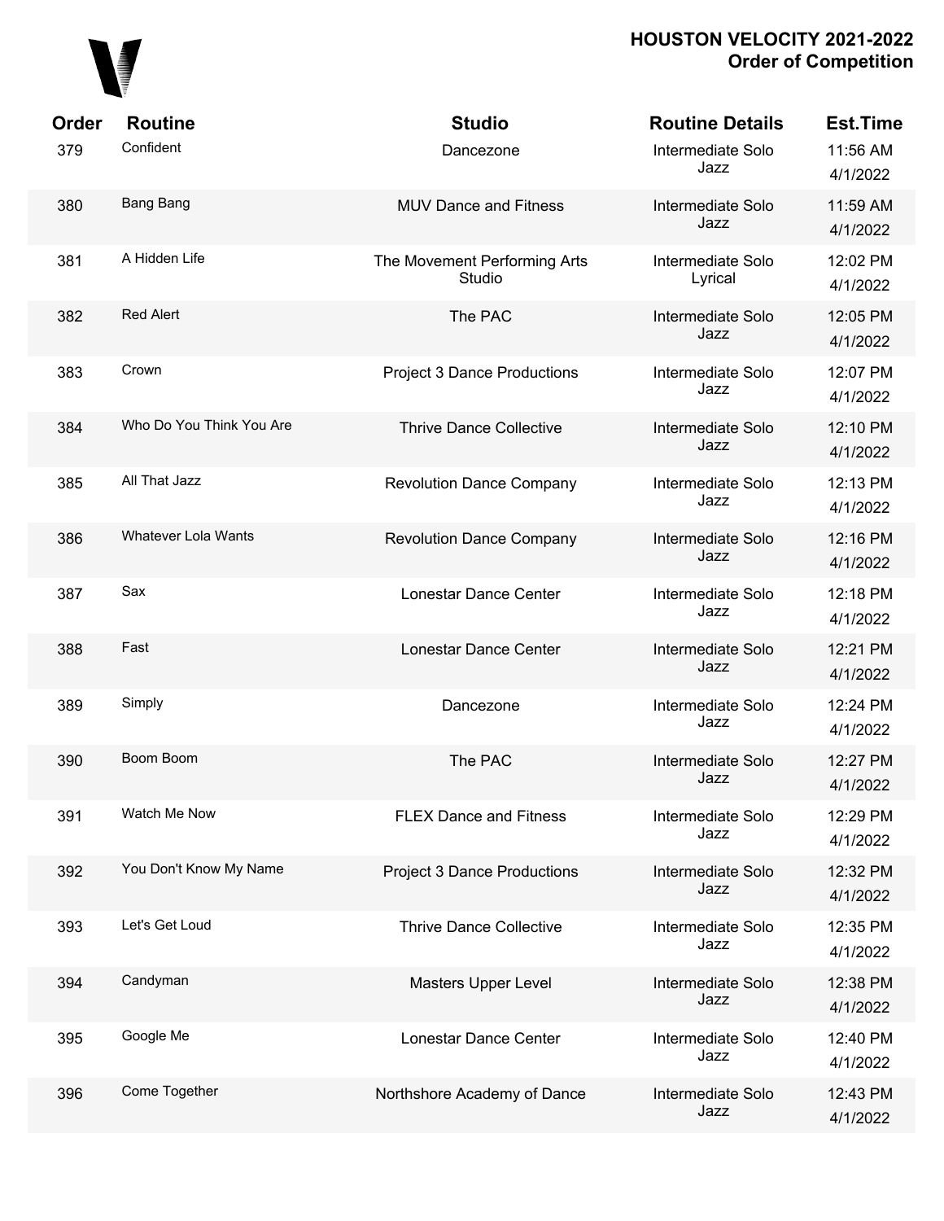# HOUSTON VELOCITY 2021-2022
## Order of Competition

| Order | Routine | Studio | Routine Details | Est.Time |
|---|---|---|---|---|
| 379 | Confident | Dancezone | Intermediate Solo Jazz | 11:56 AM 4/1/2022 |
| 380 | Bang Bang | MUV Dance and Fitness | Intermediate Solo Jazz | 11:59 AM 4/1/2022 |
| 381 | A Hidden Life | The Movement Performing Arts Studio | Intermediate Solo Lyrical | 12:02 PM 4/1/2022 |
| 382 | Red Alert | The PAC | Intermediate Solo Jazz | 12:05 PM 4/1/2022 |
| 383 | Crown | Project 3 Dance Productions | Intermediate Solo Jazz | 12:07 PM 4/1/2022 |
| 384 | Who Do You Think You Are | Thrive Dance Collective | Intermediate Solo Jazz | 12:10 PM 4/1/2022 |
| 385 | All That Jazz | Revolution Dance Company | Intermediate Solo Jazz | 12:13 PM 4/1/2022 |
| 386 | Whatever Lola Wants | Revolution Dance Company | Intermediate Solo Jazz | 12:16 PM 4/1/2022 |
| 387 | Sax | Lonestar Dance Center | Intermediate Solo Jazz | 12:18 PM 4/1/2022 |
| 388 | Fast | Lonestar Dance Center | Intermediate Solo Jazz | 12:21 PM 4/1/2022 |
| 389 | Simply | Dancezone | Intermediate Solo Jazz | 12:24 PM 4/1/2022 |
| 390 | Boom Boom | The PAC | Intermediate Solo Jazz | 12:27 PM 4/1/2022 |
| 391 | Watch Me Now | FLEX Dance and Fitness | Intermediate Solo Jazz | 12:29 PM 4/1/2022 |
| 392 | You Don't Know My Name | Project 3 Dance Productions | Intermediate Solo Jazz | 12:32 PM 4/1/2022 |
| 393 | Let's Get Loud | Thrive Dance Collective | Intermediate Solo Jazz | 12:35 PM 4/1/2022 |
| 394 | Candyman | Masters Upper Level | Intermediate Solo Jazz | 12:38 PM 4/1/2022 |
| 395 | Google Me | Lonestar Dance Center | Intermediate Solo Jazz | 12:40 PM 4/1/2022 |
| 396 | Come Together | Northshore Academy of Dance | Intermediate Solo Jazz | 12:43 PM 4/1/2022 |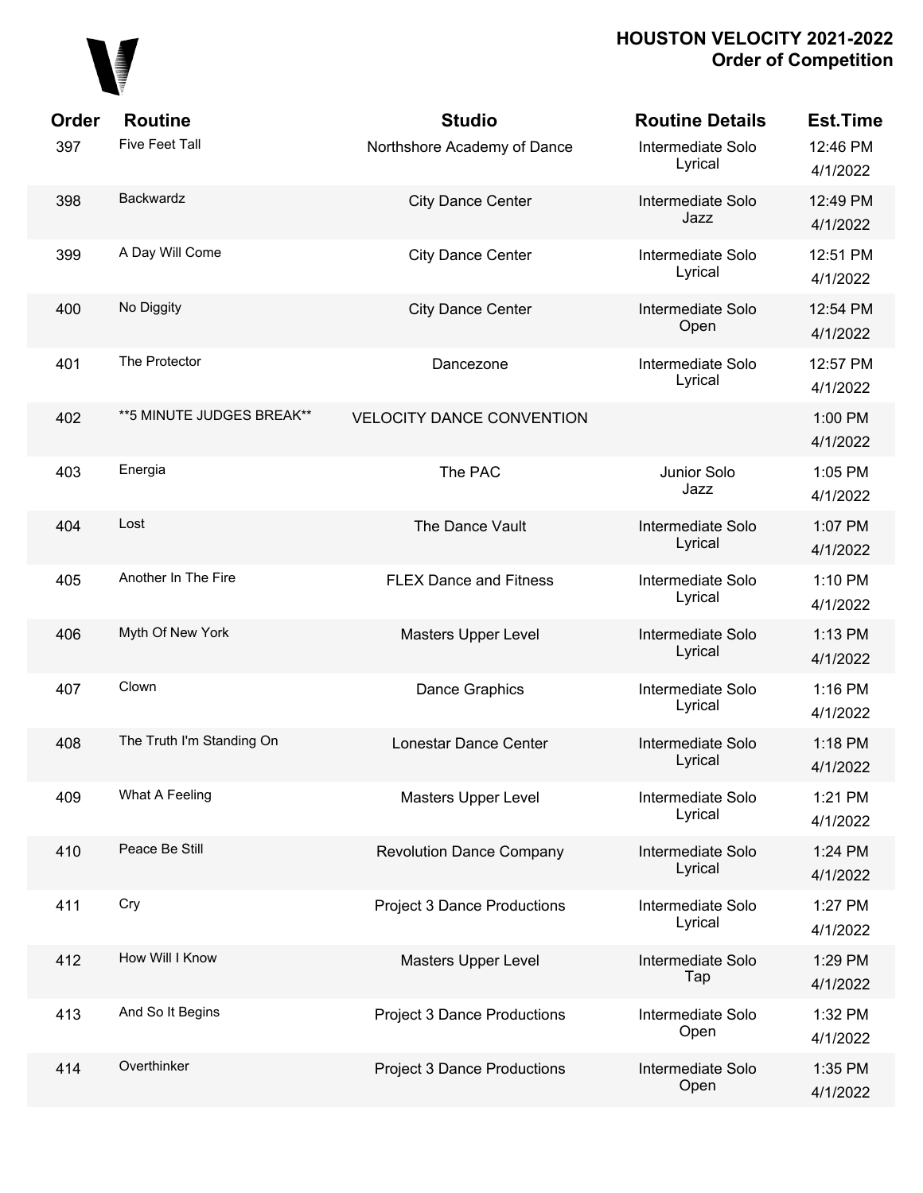# HOUSTON VELOCITY 2021-2022
## Order of Competition

| Order | Routine | Studio | Routine Details | Est.Time |
|---|---|---|---|---|
| 397 | Five Feet Tall | Northshore Academy of Dance | Intermediate Solo Lyrical | 12:46 PM 4/1/2022 |
| 398 | Backwardz | City Dance Center | Intermediate Solo Jazz | 12:49 PM 4/1/2022 |
| 399 | A Day Will Come | City Dance Center | Intermediate Solo Lyrical | 12:51 PM 4/1/2022 |
| 400 | No Diggity | City Dance Center | Intermediate Solo Open | 12:54 PM 4/1/2022 |
| 401 | The Protector | Dancezone | Intermediate Solo Lyrical | 12:57 PM 4/1/2022 |
| 402 | **5 MINUTE JUDGES BREAK** | VELOCITY DANCE CONVENTION | | 1:00 PM 4/1/2022 |
| 403 | Energia | The PAC | Junior Solo Jazz | 1:05 PM 4/1/2022 |
| 404 | Lost | The Dance Vault | Intermediate Solo Lyrical | 1:07 PM 4/1/2022 |
| 405 | Another In The Fire | FLEX Dance and Fitness | Intermediate Solo Lyrical | 1:10 PM 4/1/2022 |
| 406 | Myth Of New York | Masters Upper Level | Intermediate Solo Lyrical | 1:13 PM 4/1/2022 |
| 407 | Clown | Dance Graphics | Intermediate Solo Lyrical | 1:16 PM 4/1/2022 |
| 408 | The Truth I'm Standing On | Lonestar Dance Center | Intermediate Solo Lyrical | 1:18 PM 4/1/2022 |
| 409 | What A Feeling | Masters Upper Level | Intermediate Solo Lyrical | 1:21 PM 4/1/2022 |
| 410 | Peace Be Still | Revolution Dance Company | Intermediate Solo Lyrical | 1:24 PM 4/1/2022 |
| 411 | Cry | Project 3 Dance Productions | Intermediate Solo Lyrical | 1:27 PM 4/1/2022 |
| 412 | How Will I Know | Masters Upper Level | Intermediate Solo Tap | 1:29 PM 4/1/2022 |
| 413 | And So It Begins | Project 3 Dance Productions | Intermediate Solo Open | 1:32 PM 4/1/2022 |
| 414 | Overthinker | Project 3 Dance Productions | Intermediate Solo Open | 1:35 PM 4/1/2022 |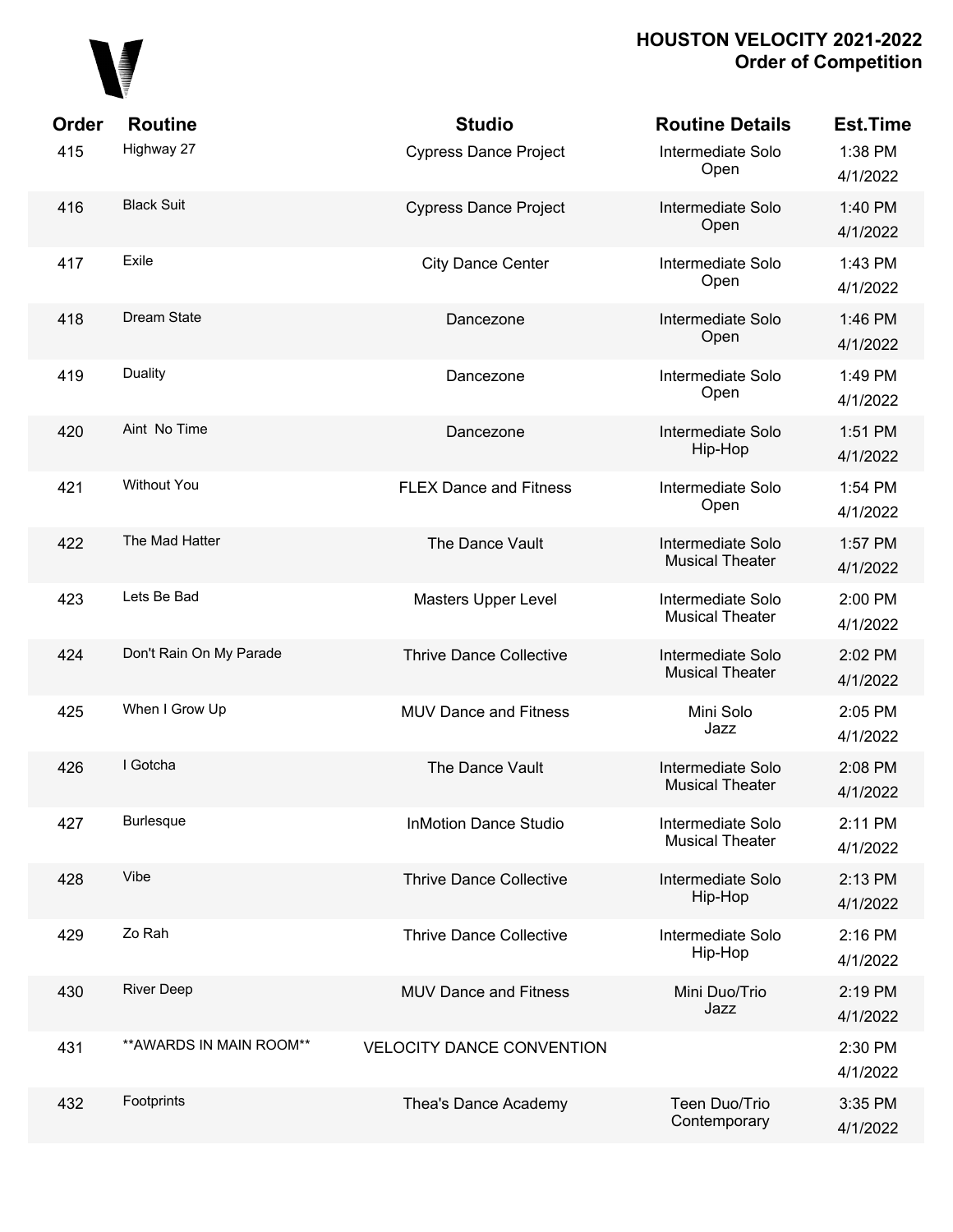# HOUSTON VELOCITY 2021-2022
## Order of Competition

| Order | Routine | Studio | Routine Details | Est.Time |
|---|---|---|---|---|
| 415 | Highway 27 | Cypress Dance Project | Intermediate Solo Open | 1:38 PM 4/1/2022 |
| 416 | Black Suit | Cypress Dance Project | Intermediate Solo Open | 1:40 PM 4/1/2022 |
| 417 | Exile | City Dance Center | Intermediate Solo Open | 1:43 PM 4/1/2022 |
| 418 | Dream State | Dancezone | Intermediate Solo Open | 1:46 PM 4/1/2022 |
| 419 | Duality | Dancezone | Intermediate Solo Open | 1:49 PM 4/1/2022 |
| 420 | Aint  No Time | Dancezone | Intermediate Solo Hip-Hop | 1:51 PM 4/1/2022 |
| 421 | Without You | FLEX Dance and Fitness | Intermediate Solo Open | 1:54 PM 4/1/2022 |
| 422 | The Mad Hatter | The Dance Vault | Intermediate Solo Musical Theater | 1:57 PM 4/1/2022 |
| 423 | Lets Be Bad | Masters Upper Level | Intermediate Solo Musical Theater | 2:00 PM 4/1/2022 |
| 424 | Don't Rain On My Parade | Thrive Dance Collective | Intermediate Solo Musical Theater | 2:02 PM 4/1/2022 |
| 425 | When I Grow Up | MUV Dance and Fitness | Mini Solo Jazz | 2:05 PM 4/1/2022 |
| 426 | I Gotcha | The Dance Vault | Intermediate Solo Musical Theater | 2:08 PM 4/1/2022 |
| 427 | Burlesque | InMotion Dance Studio | Intermediate Solo Musical Theater | 2:11 PM 4/1/2022 |
| 428 | Vibe | Thrive Dance Collective | Intermediate Solo Hip-Hop | 2:13 PM 4/1/2022 |
| 429 | Zo Rah | Thrive Dance Collective | Intermediate Solo Hip-Hop | 2:16 PM 4/1/2022 |
| 430 | River Deep | MUV Dance and Fitness | Mini Duo/Trio Jazz | 2:19 PM 4/1/2022 |
| 431 | **AWARDS IN MAIN ROOM** | VELOCITY DANCE CONVENTION | | 2:30 PM 4/1/2022 |
| 432 | Footprints | Thea's Dance Academy | Teen Duo/Trio Contemporary | 3:35 PM 4/1/2022 |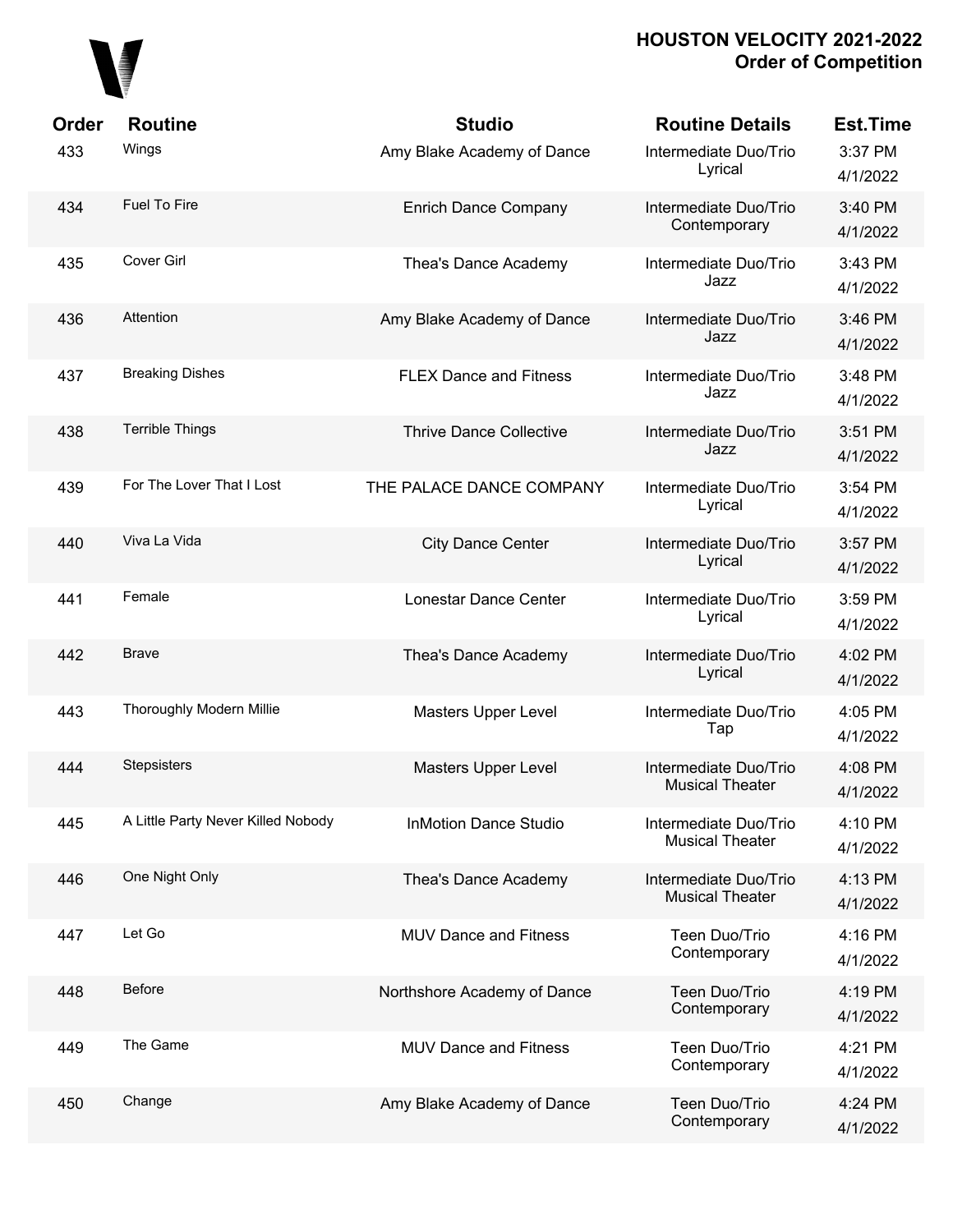| Order | Routine | Studio | Routine Details | Est.Time |
|---|---|---|---|---|
| 433 | Wings | Amy Blake Academy of Dance | Intermediate Duo/Trio Lyrical | 3:37 PM 4/1/2022 |
| 434 | Fuel To Fire | Enrich Dance Company | Intermediate Duo/Trio Contemporary | 3:40 PM 4/1/2022 |
| 435 | Cover Girl | Thea's Dance Academy | Intermediate Duo/Trio Jazz | 3:43 PM 4/1/2022 |
| 436 | Attention | Amy Blake Academy of Dance | Intermediate Duo/Trio Jazz | 3:46 PM 4/1/2022 |
| 437 | Breaking Dishes | FLEX Dance and Fitness | Intermediate Duo/Trio Jazz | 3:48 PM 4/1/2022 |
| 438 | Terrible Things | Thrive Dance Collective | Intermediate Duo/Trio Jazz | 3:51 PM 4/1/2022 |
| 439 | For The Lover That I Lost | THE PALACE DANCE COMPANY | Intermediate Duo/Trio Lyrical | 3:54 PM 4/1/2022 |
| 440 | Viva La Vida | City Dance Center | Intermediate Duo/Trio Lyrical | 3:57 PM 4/1/2022 |
| 441 | Female | Lonestar Dance Center | Intermediate Duo/Trio Lyrical | 3:59 PM 4/1/2022 |
| 442 | Brave | Thea's Dance Academy | Intermediate Duo/Trio Lyrical | 4:02 PM 4/1/2022 |
| 443 | Thoroughly Modern Millie | Masters Upper Level | Intermediate Duo/Trio Tap | 4:05 PM 4/1/2022 |
| 444 | Stepsisters | Masters Upper Level | Intermediate Duo/Trio Musical Theater | 4:08 PM 4/1/2022 |
| 445 | A Little Party Never Killed Nobody | InMotion Dance Studio | Intermediate Duo/Trio Musical Theater | 4:10 PM 4/1/2022 |
| 446 | One Night Only | Thea's Dance Academy | Intermediate Duo/Trio Musical Theater | 4:13 PM 4/1/2022 |
| 447 | Let Go | MUV Dance and Fitness | Teen Duo/Trio Contemporary | 4:16 PM 4/1/2022 |
| 448 | Before | Northshore Academy of Dance | Teen Duo/Trio Contemporary | 4:19 PM 4/1/2022 |
| 449 | The Game | MUV Dance and Fitness | Teen Duo/Trio Contemporary | 4:21 PM 4/1/2022 |
| 450 | Change | Amy Blake Academy of Dance | Teen Duo/Trio Contemporary | 4:24 PM 4/1/2022 |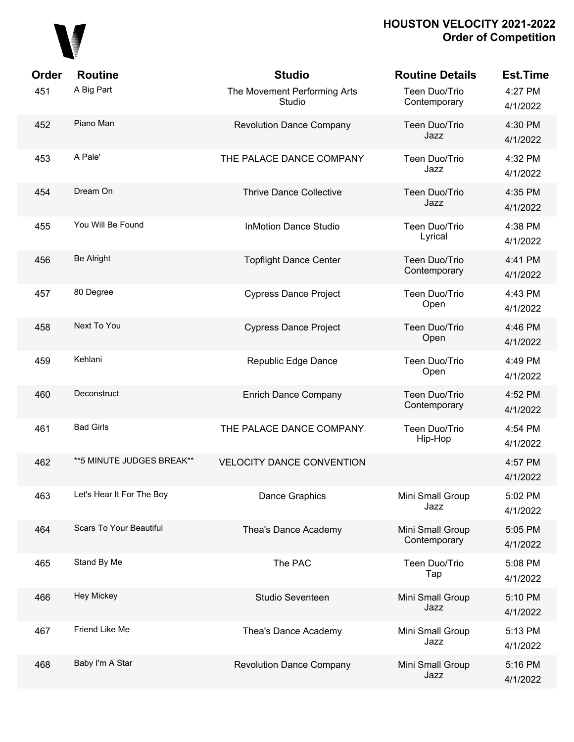**HOUSTON VELOCITY 2021-2022**
**Order of Competition**

| Order | Routine | Studio | Routine Details | Est.Time |
|---|---|---|---|---|
| 451 | A Big Part | The Movement Performing Arts Studio | Teen Duo/Trio Contemporary | 4:27 PM 4/1/2022 |
| 452 | Piano Man | Revolution Dance Company | Teen Duo/Trio Jazz | 4:30 PM 4/1/2022 |
| 453 | A Pale' | THE PALACE DANCE COMPANY | Teen Duo/Trio Jazz | 4:32 PM 4/1/2022 |
| 454 | Dream On | Thrive Dance Collective | Teen Duo/Trio Jazz | 4:35 PM 4/1/2022 |
| 455 | You Will Be Found | InMotion Dance Studio | Teen Duo/Trio Lyrical | 4:38 PM 4/1/2022 |
| 456 | Be Alright | Topflight Dance Center | Teen Duo/Trio Contemporary | 4:41 PM 4/1/2022 |
| 457 | 80 Degree | Cypress Dance Project | Teen Duo/Trio Open | 4:43 PM 4/1/2022 |
| 458 | Next To You | Cypress Dance Project | Teen Duo/Trio Open | 4:46 PM 4/1/2022 |
| 459 | Kehlani | Republic Edge Dance | Teen Duo/Trio Open | 4:49 PM 4/1/2022 |
| 460 | Deconstruct | Enrich Dance Company | Teen Duo/Trio Contemporary | 4:52 PM 4/1/2022 |
| 461 | Bad Girls | THE PALACE DANCE COMPANY | Teen Duo/Trio Hip-Hop | 4:54 PM 4/1/2022 |
| 462 | **5 MINUTE JUDGES BREAK** | VELOCITY DANCE CONVENTION | | 4:57 PM 4/1/2022 |
| 463 | Let's Hear It For The Boy | Dance Graphics | Mini Small Group Jazz | 5:02 PM 4/1/2022 |
| 464 | Scars To Your Beautiful | Thea's Dance Academy | Mini Small Group Contemporary | 5:05 PM 4/1/2022 |
| 465 | Stand By Me | The PAC | Teen Duo/Trio Tap | 5:08 PM 4/1/2022 |
| 466 | Hey Mickey | Studio Seventeen | Mini Small Group Jazz | 5:10 PM 4/1/2022 |
| 467 | Friend Like Me | Thea's Dance Academy | Mini Small Group Jazz | 5:13 PM 4/1/2022 |
| 468 | Baby I'm A Star | Revolution Dance Company | Mini Small Group Jazz | 5:16 PM 4/1/2022 |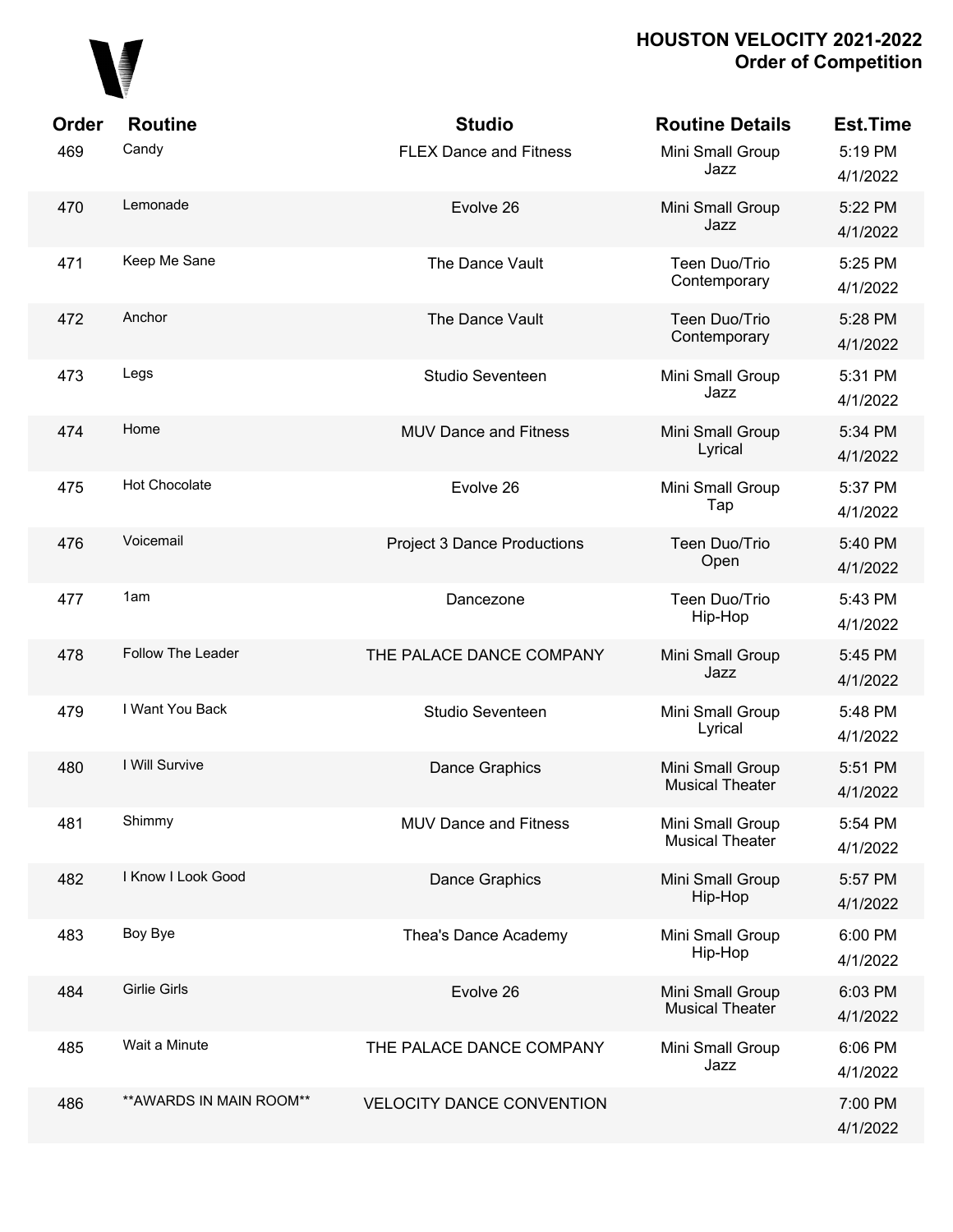# HOUSTON VELOCITY 2021-2022
## Order of Competition

| Order | Routine | Studio | Routine Details | Est.Time |
|---|---|---|---|---|
| 469 | Candy | FLEX Dance and Fitness | Mini Small Group Jazz | 5:19 PM 4/1/2022 |
| 470 | Lemonade | Evolve 26 | Mini Small Group Jazz | 5:22 PM 4/1/2022 |
| 471 | Keep Me Sane | The Dance Vault | Teen Duo/Trio Contemporary | 5:25 PM 4/1/2022 |
| 472 | Anchor | The Dance Vault | Teen Duo/Trio Contemporary | 5:28 PM 4/1/2022 |
| 473 | Legs | Studio Seventeen | Mini Small Group Jazz | 5:31 PM 4/1/2022 |
| 474 | Home | MUV Dance and Fitness | Mini Small Group Lyrical | 5:34 PM 4/1/2022 |
| 475 | Hot Chocolate | Evolve 26 | Mini Small Group Tap | 5:37 PM 4/1/2022 |
| 476 | Voicemail | Project 3 Dance Productions | Teen Duo/Trio Open | 5:40 PM 4/1/2022 |
| 477 | 1am | Dancezone | Teen Duo/Trio Hip-Hop | 5:43 PM 4/1/2022 |
| 478 | Follow The Leader | THE PALACE DANCE COMPANY | Mini Small Group Jazz | 5:45 PM 4/1/2022 |
| 479 | I Want You Back | Studio Seventeen | Mini Small Group Lyrical | 5:48 PM 4/1/2022 |
| 480 | I Will Survive | Dance Graphics | Mini Small Group Musical Theater | 5:51 PM 4/1/2022 |
| 481 | Shimmy | MUV Dance and Fitness | Mini Small Group Musical Theater | 5:54 PM 4/1/2022 |
| 482 | I Know I Look Good | Dance Graphics | Mini Small Group Hip-Hop | 5:57 PM 4/1/2022 |
| 483 | Boy Bye | Thea's Dance Academy | Mini Small Group Hip-Hop | 6:00 PM 4/1/2022 |
| 484 | Girlie Girls | Evolve 26 | Mini Small Group Musical Theater | 6:03 PM 4/1/2022 |
| 485 | Wait a Minute | THE PALACE DANCE COMPANY | Mini Small Group Jazz | 6:06 PM 4/1/2022 |
| 486 | **AWARDS IN MAIN ROOM** | VELOCITY DANCE CONVENTION | | 7:00 PM 4/1/2022 |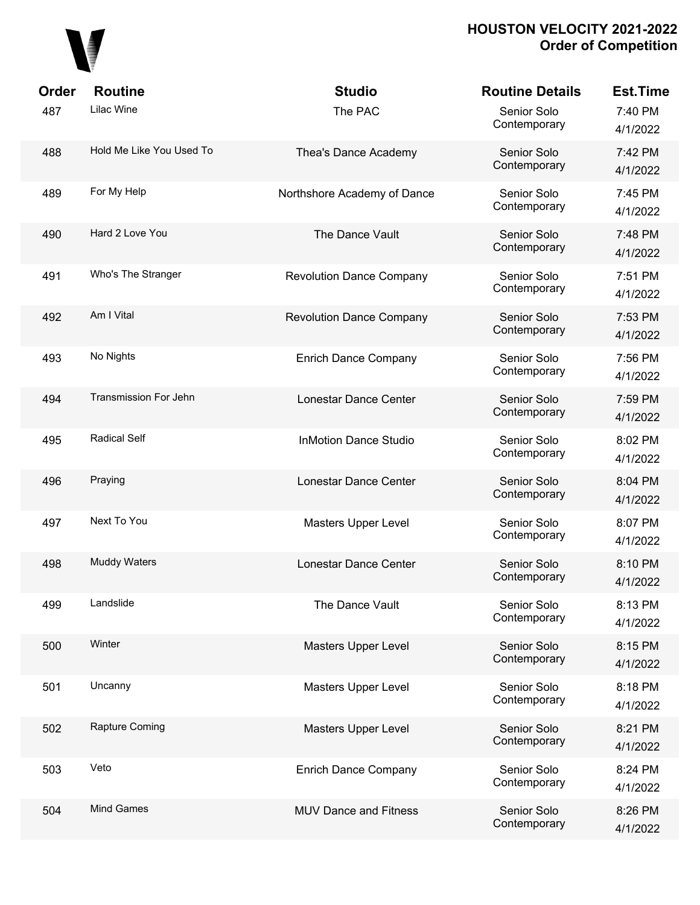# HOUSTON VELOCITY 2021-2022
## Order of Competition

| Order | Routine | Studio | Routine Details | Est.Time |
|---|---|---|---|---|
| 487 | Lilac Wine | The PAC | Senior Solo Contemporary | 7:40 PM 4/1/2022 |
| 488 | Hold Me Like You Used To | Thea's Dance Academy | Senior Solo Contemporary | 7:42 PM 4/1/2022 |
| 489 | For My Help | Northshore Academy of Dance | Senior Solo Contemporary | 7:45 PM 4/1/2022 |
| 490 | Hard 2 Love You | The Dance Vault | Senior Solo Contemporary | 7:48 PM 4/1/2022 |
| 491 | Who's The Stranger | Revolution Dance Company | Senior Solo Contemporary | 7:51 PM 4/1/2022 |
| 492 | Am I Vital | Revolution Dance Company | Senior Solo Contemporary | 7:53 PM 4/1/2022 |
| 493 | No Nights | Enrich Dance Company | Senior Solo Contemporary | 7:56 PM 4/1/2022 |
| 494 | Transmission For Jehn | Lonestar Dance Center | Senior Solo Contemporary | 7:59 PM 4/1/2022 |
| 495 | Radical Self | InMotion Dance Studio | Senior Solo Contemporary | 8:02 PM 4/1/2022 |
| 496 | Praying | Lonestar Dance Center | Senior Solo Contemporary | 8:04 PM 4/1/2022 |
| 497 | Next To You | Masters Upper Level | Senior Solo Contemporary | 8:07 PM 4/1/2022 |
| 498 | Muddy Waters | Lonestar Dance Center | Senior Solo Contemporary | 8:10 PM 4/1/2022 |
| 499 | Landslide | The Dance Vault | Senior Solo Contemporary | 8:13 PM 4/1/2022 |
| 500 | Winter | Masters Upper Level | Senior Solo Contemporary | 8:15 PM 4/1/2022 |
| 501 | Uncanny | Masters Upper Level | Senior Solo Contemporary | 8:18 PM 4/1/2022 |
| 502 | Rapture Coming | Masters Upper Level | Senior Solo Contemporary | 8:21 PM 4/1/2022 |
| 503 | Veto | Enrich Dance Company | Senior Solo Contemporary | 8:24 PM 4/1/2022 |
| 504 | Mind Games | MUV Dance and Fitness | Senior Solo Contemporary | 8:26 PM 4/1/2022 |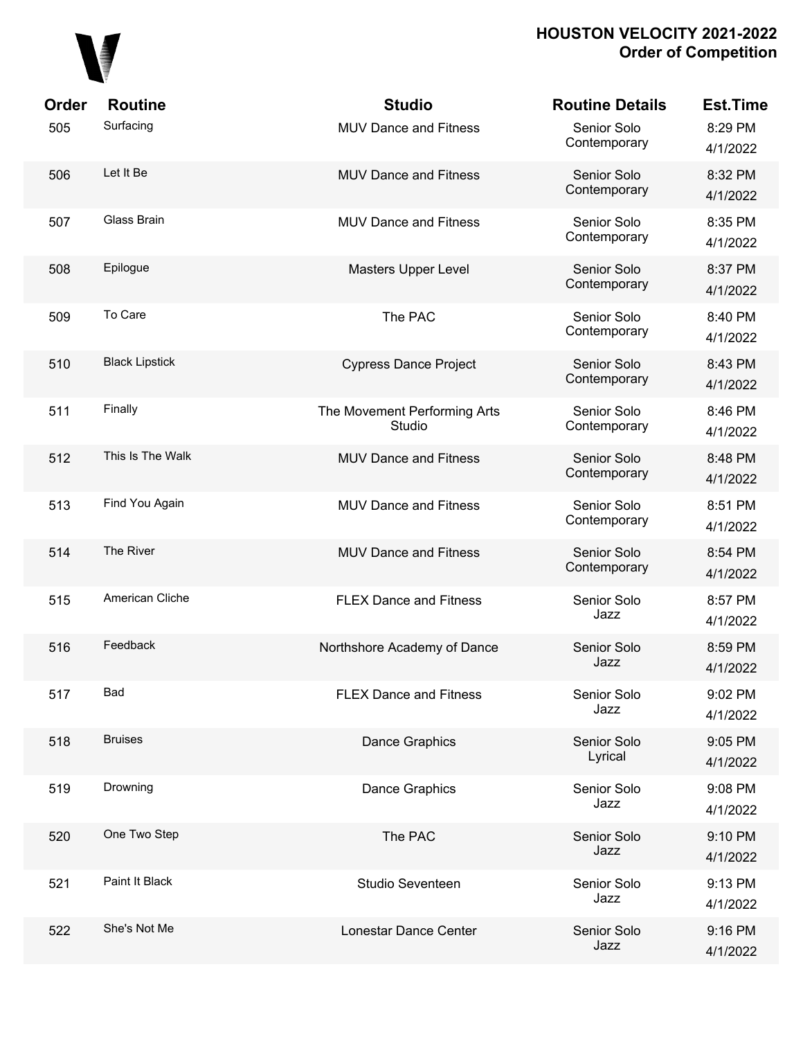| Order | Routine | Studio | Routine Details | Est.Time |
|---|---|---|---|---|
| 505 | Surfacing | MUV Dance and Fitness | Senior Solo Contemporary | 8:29 PM 4/1/2022 |
| 506 | Let It Be | MUV Dance and Fitness | Senior Solo Contemporary | 8:32 PM 4/1/2022 |
| 507 | Glass Brain | MUV Dance and Fitness | Senior Solo Contemporary | 8:35 PM 4/1/2022 |
| 508 | Epilogue | Masters Upper Level | Senior Solo Contemporary | 8:37 PM 4/1/2022 |
| 509 | To Care | The PAC | Senior Solo Contemporary | 8:40 PM 4/1/2022 |
| 510 | Black Lipstick | Cypress Dance Project | Senior Solo Contemporary | 8:43 PM 4/1/2022 |
| 511 | Finally | The Movement Performing Arts Studio | Senior Solo Contemporary | 8:46 PM 4/1/2022 |
| 512 | This Is The Walk | MUV Dance and Fitness | Senior Solo Contemporary | 8:48 PM 4/1/2022 |
| 513 | Find You Again | MUV Dance and Fitness | Senior Solo Contemporary | 8:51 PM 4/1/2022 |
| 514 | The River | MUV Dance and Fitness | Senior Solo Contemporary | 8:54 PM 4/1/2022 |
| 515 | American Cliche | FLEX Dance and Fitness | Senior Solo Jazz | 8:57 PM 4/1/2022 |
| 516 | Feedback | Northshore Academy of Dance | Senior Solo Jazz | 8:59 PM 4/1/2022 |
| 517 | Bad | FLEX Dance and Fitness | Senior Solo Jazz | 9:02 PM 4/1/2022 |
| 518 | Bruises | Dance Graphics | Senior Solo Lyrical | 9:05 PM 4/1/2022 |
| 519 | Drowning | Dance Graphics | Senior Solo Jazz | 9:08 PM 4/1/2022 |
| 520 | One Two Step | The PAC | Senior Solo Jazz | 9:10 PM 4/1/2022 |
| 521 | Paint It Black | Studio Seventeen | Senior Solo Jazz | 9:13 PM 4/1/2022 |
| 522 | She's Not Me | Lonestar Dance Center | Senior Solo Jazz | 9:16 PM 4/1/2022 |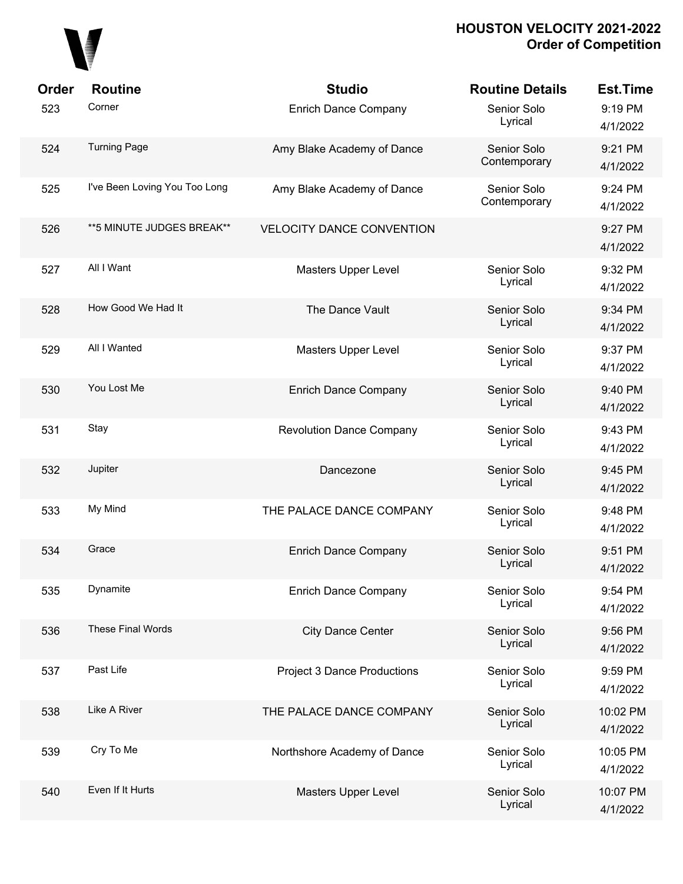| Order | Routine | Studio | Routine Details | Est.Time |
|---|---|---|---|---|
| 523 | Corner | Enrich Dance Company | Senior Solo Lyrical | 9:19 PM 4/1/2022 |
| 524 | Turning Page | Amy Blake Academy of Dance | Senior Solo Contemporary | 9:21 PM 4/1/2022 |
| 525 | I've Been Loving You Too Long | Amy Blake Academy of Dance | Senior Solo Contemporary | 9:24 PM 4/1/2022 |
| 526 | **5 MINUTE JUDGES BREAK** | VELOCITY DANCE CONVENTION | | 9:27 PM 4/1/2022 |
| 527 | All I Want | Masters Upper Level | Senior Solo Lyrical | 9:32 PM 4/1/2022 |
| 528 | How Good We Had It | The Dance Vault | Senior Solo Lyrical | 9:34 PM 4/1/2022 |
| 529 | All I Wanted | Masters Upper Level | Senior Solo Lyrical | 9:37 PM 4/1/2022 |
| 530 | You Lost Me | Enrich Dance Company | Senior Solo Lyrical | 9:40 PM 4/1/2022 |
| 531 | Stay | Revolution Dance Company | Senior Solo Lyrical | 9:43 PM 4/1/2022 |
| 532 | Jupiter | Dancezone | Senior Solo Lyrical | 9:45 PM 4/1/2022 |
| 533 | My Mind | THE PALACE DANCE COMPANY | Senior Solo Lyrical | 9:48 PM 4/1/2022 |
| 534 | Grace | Enrich Dance Company | Senior Solo Lyrical | 9:51 PM 4/1/2022 |
| 535 | Dynamite | Enrich Dance Company | Senior Solo Lyrical | 9:54 PM 4/1/2022 |
| 536 | These Final Words | City Dance Center | Senior Solo Lyrical | 9:56 PM 4/1/2022 |
| 537 | Past Life | Project 3 Dance Productions | Senior Solo Lyrical | 9:59 PM 4/1/2022 |
| 538 | Like A River | THE PALACE DANCE COMPANY | Senior Solo Lyrical | 10:02 PM 4/1/2022 |
| 539 | Cry To Me | Northshore Academy of Dance | Senior Solo Lyrical | 10:05 PM 4/1/2022 |
| 540 | Even If It Hurts | Masters Upper Level | Senior Solo Lyrical | 10:07 PM 4/1/2022 |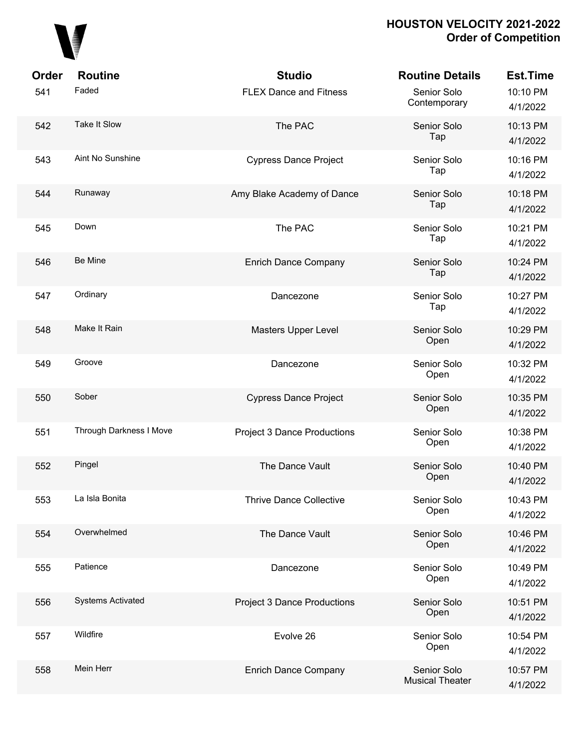# HOUSTON VELOCITY 2021-2022
## Order of Competition

| Order | Routine | Studio | Routine Details | Est.Time |
|---|---|---|---|---|
| 541 | Faded | FLEX Dance and Fitness | Senior Solo Contemporary | 10:10 PM 4/1/2022 |
| 542 | Take It Slow | The PAC | Senior Solo Tap | 10:13 PM 4/1/2022 |
| 543 | Aint No Sunshine | Cypress Dance Project | Senior Solo Tap | 10:16 PM 4/1/2022 |
| 544 | Runaway | Amy Blake Academy of Dance | Senior Solo Tap | 10:18 PM 4/1/2022 |
| 545 | Down | The PAC | Senior Solo Tap | 10:21 PM 4/1/2022 |
| 546 | Be Mine | Enrich Dance Company | Senior Solo Tap | 10:24 PM 4/1/2022 |
| 547 | Ordinary | Dancezone | Senior Solo Tap | 10:27 PM 4/1/2022 |
| 548 | Make It Rain | Masters Upper Level | Senior Solo Open | 10:29 PM 4/1/2022 |
| 549 | Groove | Dancezone | Senior Solo Open | 10:32 PM 4/1/2022 |
| 550 | Sober | Cypress Dance Project | Senior Solo Open | 10:35 PM 4/1/2022 |
| 551 | Through Darkness I Move | Project 3 Dance Productions | Senior Solo Open | 10:38 PM 4/1/2022 |
| 552 | Pingel | The Dance Vault | Senior Solo Open | 10:40 PM 4/1/2022 |
| 553 | La Isla Bonita | Thrive Dance Collective | Senior Solo Open | 10:43 PM 4/1/2022 |
| 554 | Overwhelmed | The Dance Vault | Senior Solo Open | 10:46 PM 4/1/2022 |
| 555 | Patience | Dancezone | Senior Solo Open | 10:49 PM 4/1/2022 |
| 556 | Systems Activated | Project 3 Dance Productions | Senior Solo Open | 10:51 PM 4/1/2022 |
| 557 | Wildfire | Evolve 26 | Senior Solo Open | 10:54 PM 4/1/2022 |
| 558 | Mein Herr | Enrich Dance Company | Senior Solo Musical Theater | 10:57 PM 4/1/2022 |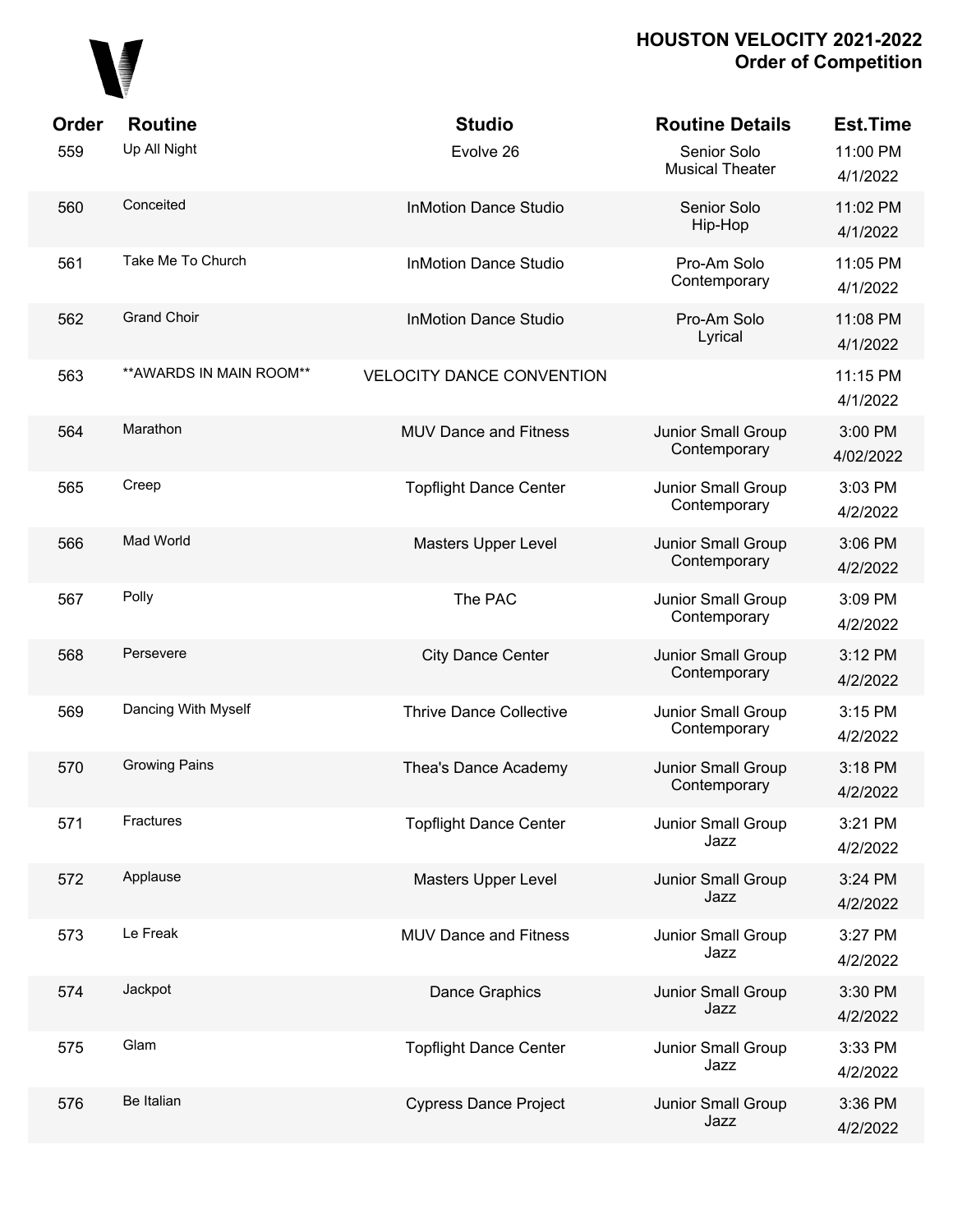# HOUSTON VELOCITY 2021-2022
## Order of Competition

| Order | Routine | Studio | Routine Details | Est.Time |
|---|---|---|---|---|
| 559 | Up All Night | Evolve 26 | Senior Solo Musical Theater | 11:00 PM 4/1/2022 |
| 560 | Conceited | InMotion Dance Studio | Senior Solo Hip-Hop | 11:02 PM 4/1/2022 |
| 561 | Take Me To Church | InMotion Dance Studio | Pro-Am Solo Contemporary | 11:05 PM 4/1/2022 |
| 562 | Grand Choir | InMotion Dance Studio | Pro-Am Solo Lyrical | 11:08 PM 4/1/2022 |
| 563 | **AWARDS IN MAIN ROOM** | VELOCITY DANCE CONVENTION | | 11:15 PM 4/1/2022 |
| 564 | Marathon | MUV Dance and Fitness | Junior Small Group Contemporary | 3:00 PM 4/02/2022 |
| 565 | Creep | Topflight Dance Center | Junior Small Group Contemporary | 3:03 PM 4/2/2022 |
| 566 | Mad World | Masters Upper Level | Junior Small Group Contemporary | 3:06 PM 4/2/2022 |
| 567 | Polly | The PAC | Junior Small Group Contemporary | 3:09 PM 4/2/2022 |
| 568 | Persevere | City Dance Center | Junior Small Group Contemporary | 3:12 PM 4/2/2022 |
| 569 | Dancing With Myself | Thrive Dance Collective | Junior Small Group Contemporary | 3:15 PM 4/2/2022 |
| 570 | Growing Pains | Thea's Dance Academy | Junior Small Group Contemporary | 3:18 PM 4/2/2022 |
| 571 | Fractures | Topflight Dance Center | Junior Small Group Jazz | 3:21 PM 4/2/2022 |
| 572 | Applause | Masters Upper Level | Junior Small Group Jazz | 3:24 PM 4/2/2022 |
| 573 | Le Freak | MUV Dance and Fitness | Junior Small Group Jazz | 3:27 PM 4/2/2022 |
| 574 | Jackpot | Dance Graphics | Junior Small Group Jazz | 3:30 PM 4/2/2022 |
| 575 | Glam | Topflight Dance Center | Junior Small Group Jazz | 3:33 PM 4/2/2022 |
| 576 | Be Italian | Cypress Dance Project | Junior Small Group Jazz | 3:36 PM 4/2/2022 |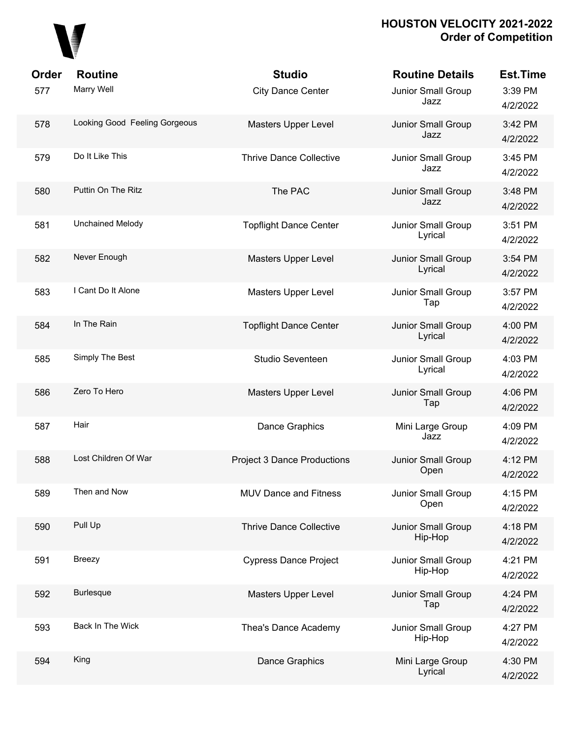# HOUSTON VELOCITY 2021-2022
## Order of Competition

| Order | Routine | Studio | Routine Details | Est.Time |
|---|---|---|---|---|
| 577 | Marry Well | City Dance Center | Junior Small Group Jazz | 3:39 PM 4/2/2022 |
| 578 | Looking Good Feeling Gorgeous | Masters Upper Level | Junior Small Group Jazz | 3:42 PM 4/2/2022 |
| 579 | Do It Like This | Thrive Dance Collective | Junior Small Group Jazz | 3:45 PM 4/2/2022 |
| 580 | Puttin On The Ritz | The PAC | Junior Small Group Jazz | 3:48 PM 4/2/2022 |
| 581 | Unchained Melody | Topflight Dance Center | Junior Small Group Lyrical | 3:51 PM 4/2/2022 |
| 582 | Never Enough | Masters Upper Level | Junior Small Group Lyrical | 3:54 PM 4/2/2022 |
| 583 | I Cant Do It Alone | Masters Upper Level | Junior Small Group Tap | 3:57 PM 4/2/2022 |
| 584 | In The Rain | Topflight Dance Center | Junior Small Group Lyrical | 4:00 PM 4/2/2022 |
| 585 | Simply The Best | Studio Seventeen | Junior Small Group Lyrical | 4:03 PM 4/2/2022 |
| 586 | Zero To Hero | Masters Upper Level | Junior Small Group Tap | 4:06 PM 4/2/2022 |
| 587 | Hair | Dance Graphics | Mini Large Group Jazz | 4:09 PM 4/2/2022 |
| 588 | Lost Children Of War | Project 3 Dance Productions | Junior Small Group Open | 4:12 PM 4/2/2022 |
| 589 | Then and Now | MUV Dance and Fitness | Junior Small Group Open | 4:15 PM 4/2/2022 |
| 590 | Pull Up | Thrive Dance Collective | Junior Small Group Hip-Hop | 4:18 PM 4/2/2022 |
| 591 | Breezy | Cypress Dance Project | Junior Small Group Hip-Hop | 4:21 PM 4/2/2022 |
| 592 | Burlesque | Masters Upper Level | Junior Small Group Tap | 4:24 PM 4/2/2022 |
| 593 | Back In The Wick | Thea's Dance Academy | Junior Small Group Hip-Hop | 4:27 PM 4/2/2022 |
| 594 | King | Dance Graphics | Mini Large Group Lyrical | 4:30 PM 4/2/2022 |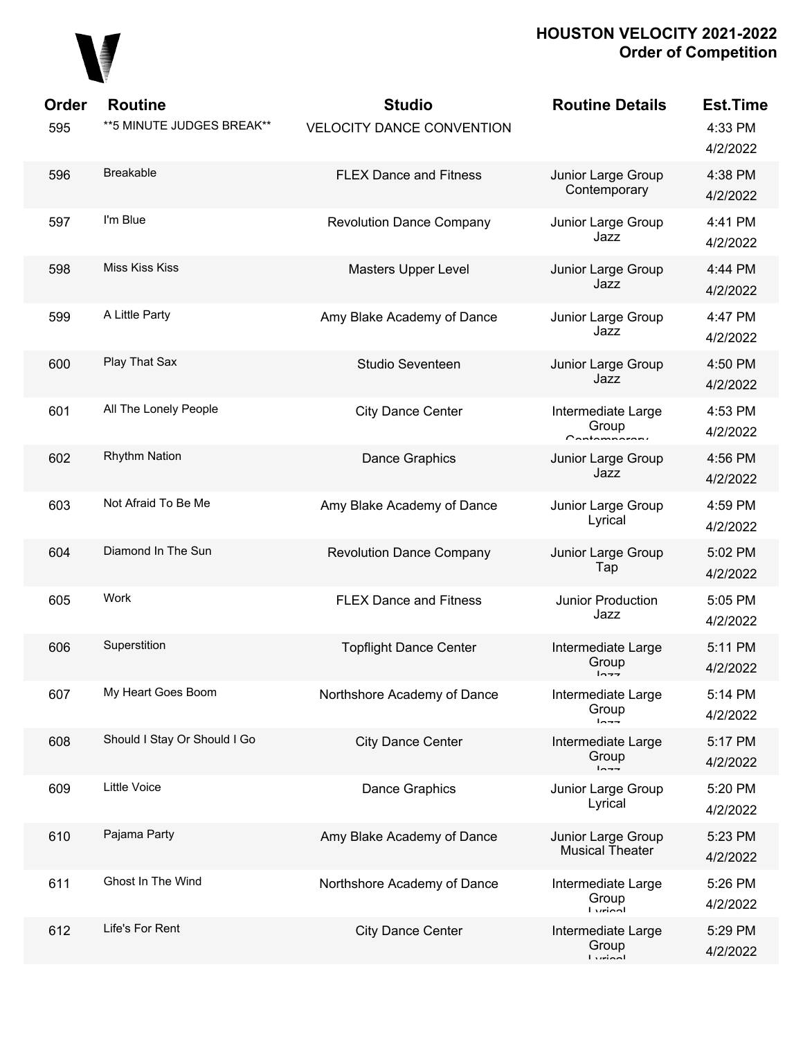# HOUSTON VELOCITY 2021-2022
## Order of Competition

| Order | Routine | Studio | Routine Details | Est.Time |
|---|---|---|---|---|
| 595 | **5 MINUTE JUDGES BREAK** | VELOCITY DANCE CONVENTION | | 4:33 PM 4/2/2022 |
| 596 | Breakable | FLEX Dance and Fitness | Junior Large Group Contemporary | 4:38 PM 4/2/2022 |
| 597 | I'm Blue | Revolution Dance Company | Junior Large Group Jazz | 4:41 PM 4/2/2022 |
| 598 | Miss Kiss Kiss | Masters Upper Level | Junior Large Group Jazz | 4:44 PM 4/2/2022 |
| 599 | A Little Party | Amy Blake Academy of Dance | Junior Large Group Jazz | 4:47 PM 4/2/2022 |
| 600 | Play That Sax | Studio Seventeen | Junior Large Group Jazz | 4:50 PM 4/2/2022 |
| 601 | All The Lonely People | City Dance Center | Intermediate Large Group Contemporary | 4:53 PM 4/2/2022 |
| 602 | Rhythm Nation | Dance Graphics | Junior Large Group Jazz | 4:56 PM 4/2/2022 |
| 603 | Not Afraid To Be Me | Amy Blake Academy of Dance | Junior Large Group Lyrical | 4:59 PM 4/2/2022 |
| 604 | Diamond In The Sun | Revolution Dance Company | Junior Large Group Tap | 5:02 PM 4/2/2022 |
| 605 | Work | FLEX Dance and Fitness | Junior Production Jazz | 5:05 PM 4/2/2022 |
| 606 | Superstition | Topflight Dance Center | Intermediate Large Group Jazz | 5:11 PM 4/2/2022 |
| 607 | My Heart Goes Boom | Northshore Academy of Dance | Intermediate Large Group Jazz | 5:14 PM 4/2/2022 |
| 608 | Should I Stay Or Should I Go | City Dance Center | Intermediate Large Group Jazz | 5:17 PM 4/2/2022 |
| 609 | Little Voice | Dance Graphics | Junior Large Group Lyrical | 5:20 PM 4/2/2022 |
| 610 | Pajama Party | Amy Blake Academy of Dance | Junior Large Group Musical Theater | 5:23 PM 4/2/2022 |
| 611 | Ghost In The Wind | Northshore Academy of Dance | Intermediate Large Group Lyrical | 5:26 PM 4/2/2022 |
| 612 | Life's For Rent | City Dance Center | Intermediate Large Group Lyrical | 5:29 PM 4/2/2022 |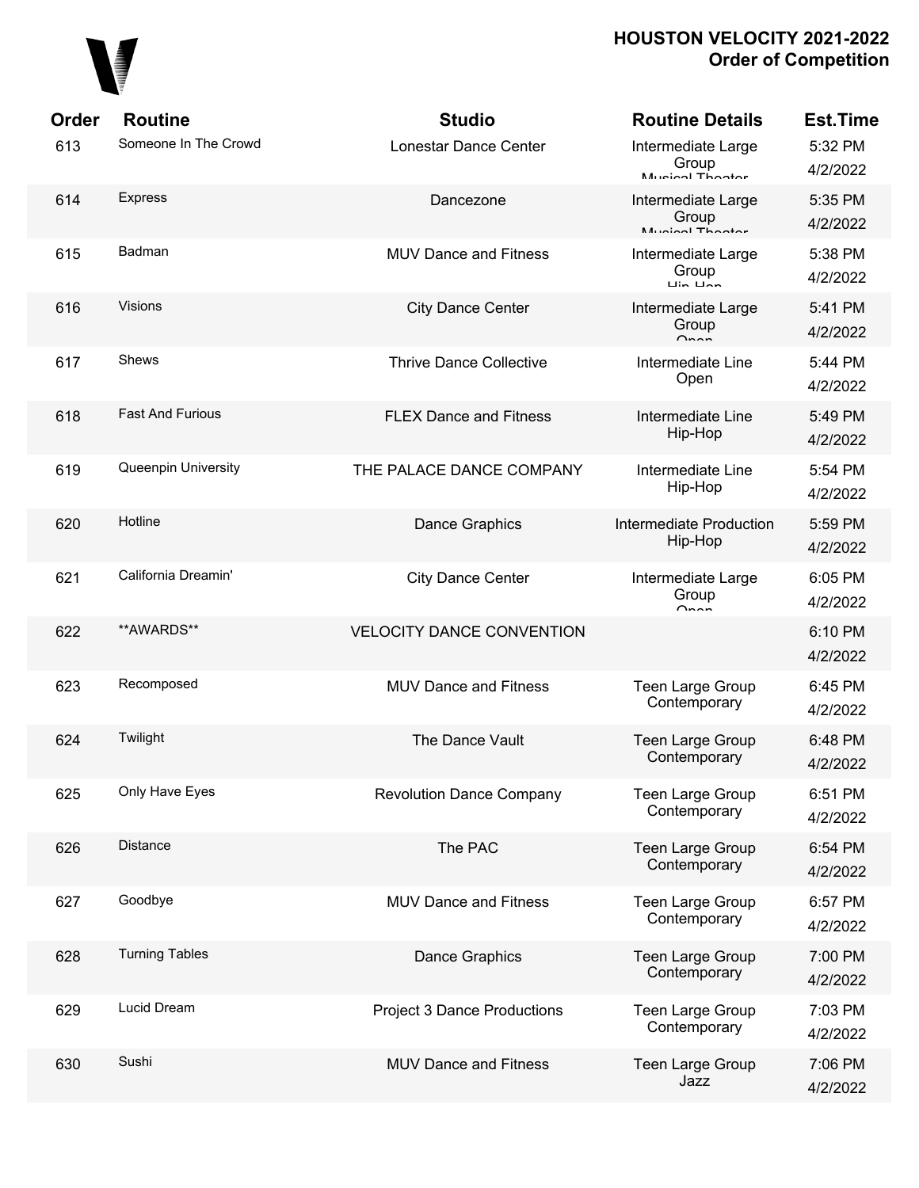# HOUSTON VELOCITY 2021-2022
## Order of Competition

| Order | Routine | Studio | Routine Details | Est.Time |
|---|---|---|---|---|
| 613 | Someone In The Crowd | Lonestar Dance Center | Intermediate Large Group Musical Theater | 5:32 PM 4/2/2022 |
| 614 | Express | Dancezone | Intermediate Large Group Musical Theater | 5:35 PM 4/2/2022 |
| 615 | Badman | MUV Dance and Fitness | Intermediate Large Group Hip-Hop | 5:38 PM 4/2/2022 |
| 616 | Visions | City Dance Center | Intermediate Large Group Open | 5:41 PM 4/2/2022 |
| 617 | Shews | Thrive Dance Collective | Intermediate Line Open | 5:44 PM 4/2/2022 |
| 618 | Fast And Furious | FLEX Dance and Fitness | Intermediate Line Hip-Hop | 5:49 PM 4/2/2022 |
| 619 | Queenpin University | THE PALACE DANCE COMPANY | Intermediate Line Hip-Hop | 5:54 PM 4/2/2022 |
| 620 | Hotline | Dance Graphics | Intermediate Production Hip-Hop | 5:59 PM 4/2/2022 |
| 621 | California Dreamin' | City Dance Center | Intermediate Large Group Open | 6:05 PM 4/2/2022 |
| 622 | **AWARDS** | VELOCITY DANCE CONVENTION | | 6:10 PM 4/2/2022 |
| 623 | Recomposed | MUV Dance and Fitness | Teen Large Group Contemporary | 6:45 PM 4/2/2022 |
| 624 | Twilight | The Dance Vault | Teen Large Group Contemporary | 6:48 PM 4/2/2022 |
| 625 | Only Have Eyes | Revolution Dance Company | Teen Large Group Contemporary | 6:51 PM 4/2/2022 |
| 626 | Distance | The PAC | Teen Large Group Contemporary | 6:54 PM 4/2/2022 |
| 627 | Goodbye | MUV Dance and Fitness | Teen Large Group Contemporary | 6:57 PM 4/2/2022 |
| 628 | Turning Tables | Dance Graphics | Teen Large Group Contemporary | 7:00 PM 4/2/2022 |
| 629 | Lucid Dream | Project 3 Dance Productions | Teen Large Group Contemporary | 7:03 PM 4/2/2022 |
| 630 | Sushi | MUV Dance and Fitness | Teen Large Group Jazz | 7:06 PM 4/2/2022 |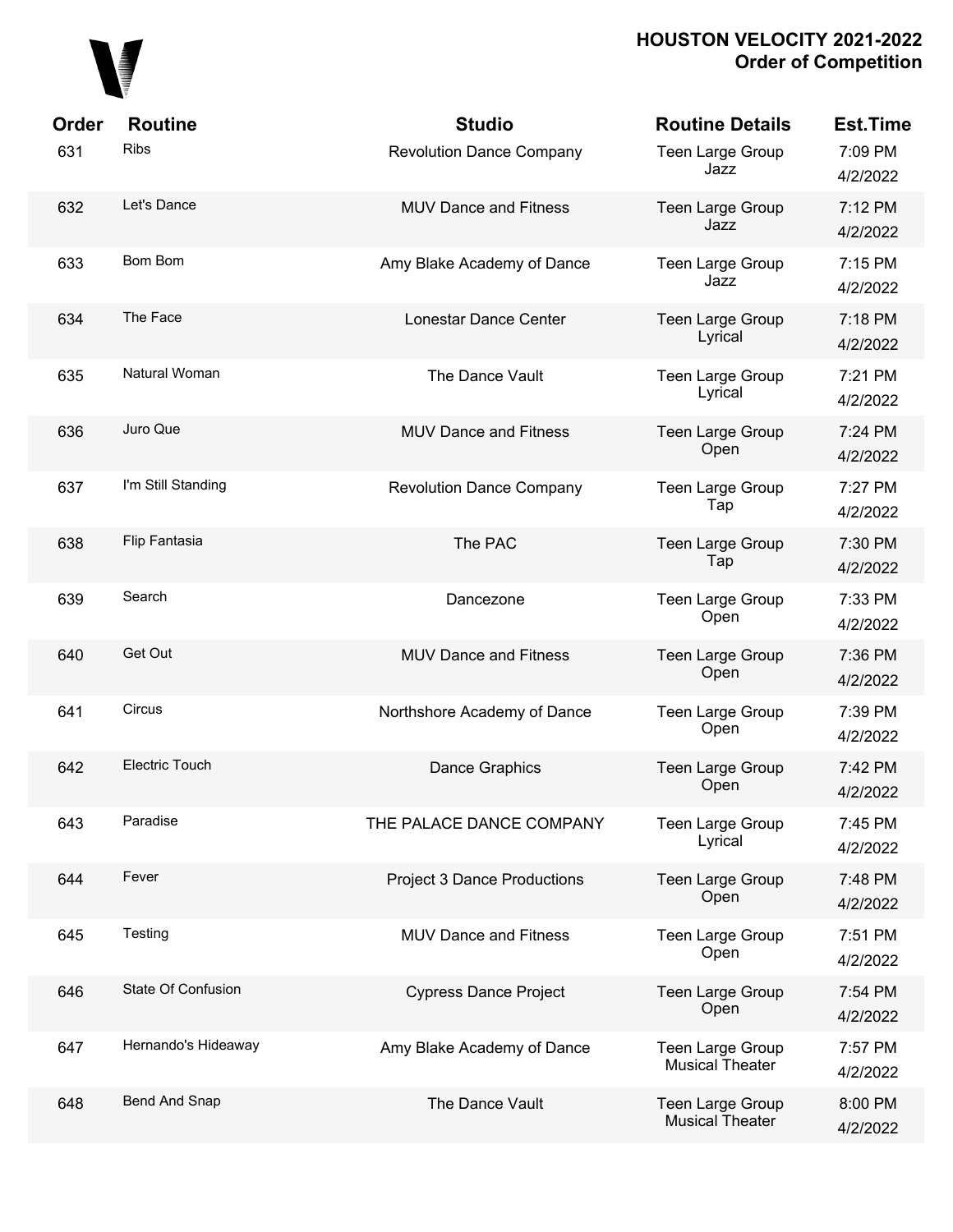# HOUSTON VELOCITY 2021-2022
## Order of Competition

| Order | Routine | Studio | Routine Details | Est.Time |
|---|---|---|---|---|
| 631 | Ribs | Revolution Dance Company | Teen Large Group Jazz | 7:09 PM 4/2/2022 |
| 632 | Let's Dance | MUV Dance and Fitness | Teen Large Group Jazz | 7:12 PM 4/2/2022 |
| 633 | Bom Bom | Amy Blake Academy of Dance | Teen Large Group Jazz | 7:15 PM 4/2/2022 |
| 634 | The Face | Lonestar Dance Center | Teen Large Group Lyrical | 7:18 PM 4/2/2022 |
| 635 | Natural Woman | The Dance Vault | Teen Large Group Lyrical | 7:21 PM 4/2/2022 |
| 636 | Juro Que | MUV Dance and Fitness | Teen Large Group Open | 7:24 PM 4/2/2022 |
| 637 | I'm Still Standing | Revolution Dance Company | Teen Large Group Tap | 7:27 PM 4/2/2022 |
| 638 | Flip Fantasia | The PAC | Teen Large Group Tap | 7:30 PM 4/2/2022 |
| 639 | Search | Dancezone | Teen Large Group Open | 7:33 PM 4/2/2022 |
| 640 | Get Out | MUV Dance and Fitness | Teen Large Group Open | 7:36 PM 4/2/2022 |
| 641 | Circus | Northshore Academy of Dance | Teen Large Group Open | 7:39 PM 4/2/2022 |
| 642 | Electric Touch | Dance Graphics | Teen Large Group Open | 7:42 PM 4/2/2022 |
| 643 | Paradise | THE PALACE DANCE COMPANY | Teen Large Group Lyrical | 7:45 PM 4/2/2022 |
| 644 | Fever | Project 3 Dance Productions | Teen Large Group Open | 7:48 PM 4/2/2022 |
| 645 | Testing | MUV Dance and Fitness | Teen Large Group Open | 7:51 PM 4/2/2022 |
| 646 | State Of Confusion | Cypress Dance Project | Teen Large Group Open | 7:54 PM 4/2/2022 |
| 647 | Hernando's Hideaway | Amy Blake Academy of Dance | Teen Large Group Musical Theater | 7:57 PM 4/2/2022 |
| 648 | Bend And Snap | The Dance Vault | Teen Large Group Musical Theater | 8:00 PM 4/2/2022 |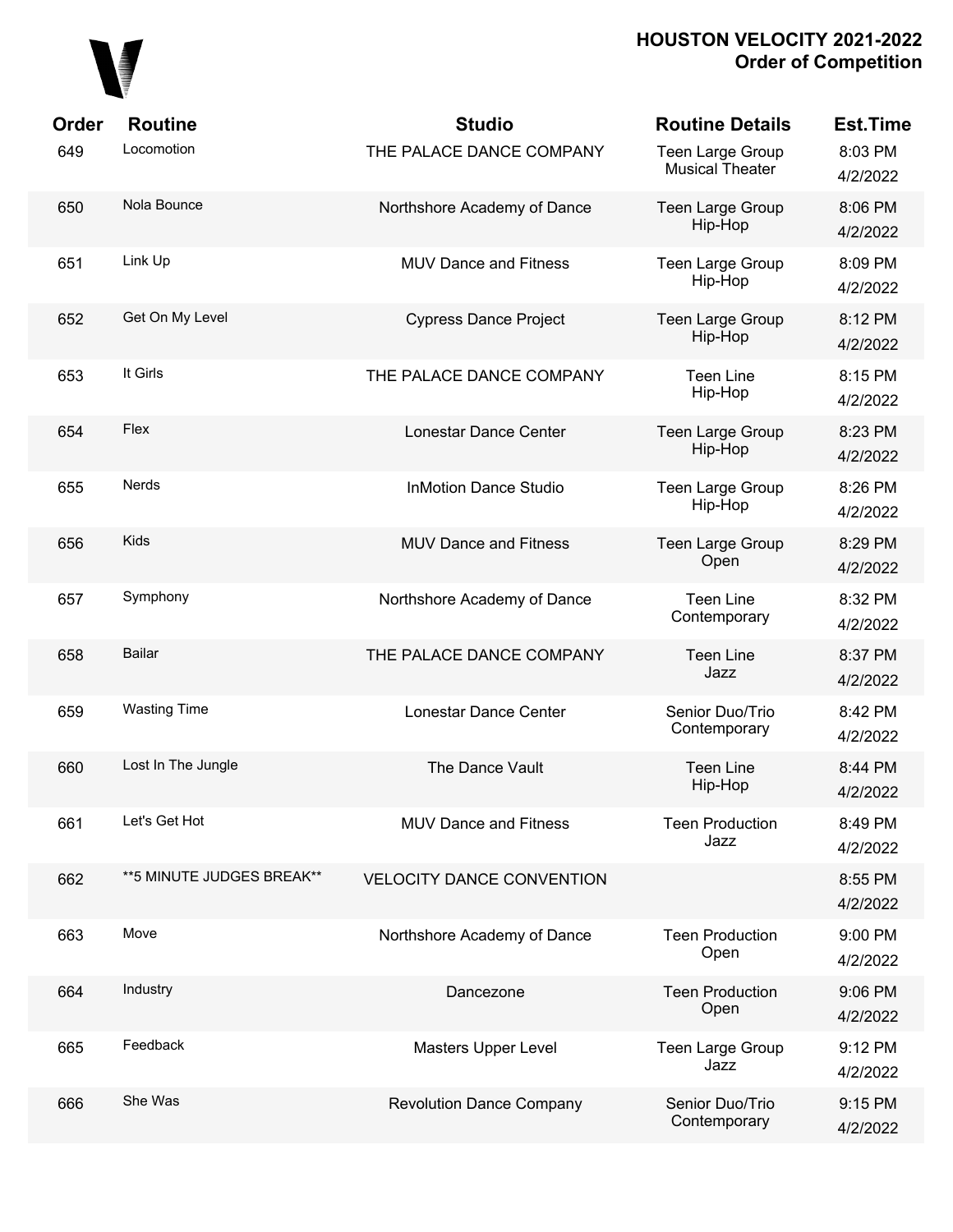# HOUSTON VELOCITY 2021-2022
## Order of Competition

| Order | Routine | Studio | Routine Details | Est.Time |
|---|---|---|---|---|
| 649 | Locomotion | THE PALACE DANCE COMPANY | Teen Large Group Musical Theater | 8:03 PM 4/2/2022 |
| 650 | Nola Bounce | Northshore Academy of Dance | Teen Large Group Hip-Hop | 8:06 PM 4/2/2022 |
| 651 | Link Up | MUV Dance and Fitness | Teen Large Group Hip-Hop | 8:09 PM 4/2/2022 |
| 652 | Get On My Level | Cypress Dance Project | Teen Large Group Hip-Hop | 8:12 PM 4/2/2022 |
| 653 | It Girls | THE PALACE DANCE COMPANY | Teen Line Hip-Hop | 8:15 PM 4/2/2022 |
| 654 | Flex | Lonestar Dance Center | Teen Large Group Hip-Hop | 8:23 PM 4/2/2022 |
| 655 | Nerds | InMotion Dance Studio | Teen Large Group Hip-Hop | 8:26 PM 4/2/2022 |
| 656 | Kids | MUV Dance and Fitness | Teen Large Group Open | 8:29 PM 4/2/2022 |
| 657 | Symphony | Northshore Academy of Dance | Teen Line Contemporary | 8:32 PM 4/2/2022 |
| 658 | Bailar | THE PALACE DANCE COMPANY | Teen Line Jazz | 8:37 PM 4/2/2022 |
| 659 | Wasting Time | Lonestar Dance Center | Senior Duo/Trio Contemporary | 8:42 PM 4/2/2022 |
| 660 | Lost In The Jungle | The Dance Vault | Teen Line Hip-Hop | 8:44 PM 4/2/2022 |
| 661 | Let's Get Hot | MUV Dance and Fitness | Teen Production Jazz | 8:49 PM 4/2/2022 |
| 662 | **5 MINUTE JUDGES BREAK** | VELOCITY DANCE CONVENTION | | 8:55 PM 4/2/2022 |
| 663 | Move | Northshore Academy of Dance | Teen Production Open | 9:00 PM 4/2/2022 |
| 664 | Industry | Dancezone | Teen Production Open | 9:06 PM 4/2/2022 |
| 665 | Feedback | Masters Upper Level | Teen Large Group Jazz | 9:12 PM 4/2/2022 |
| 666 | She Was | Revolution Dance Company | Senior Duo/Trio Contemporary | 9:15 PM 4/2/2022 |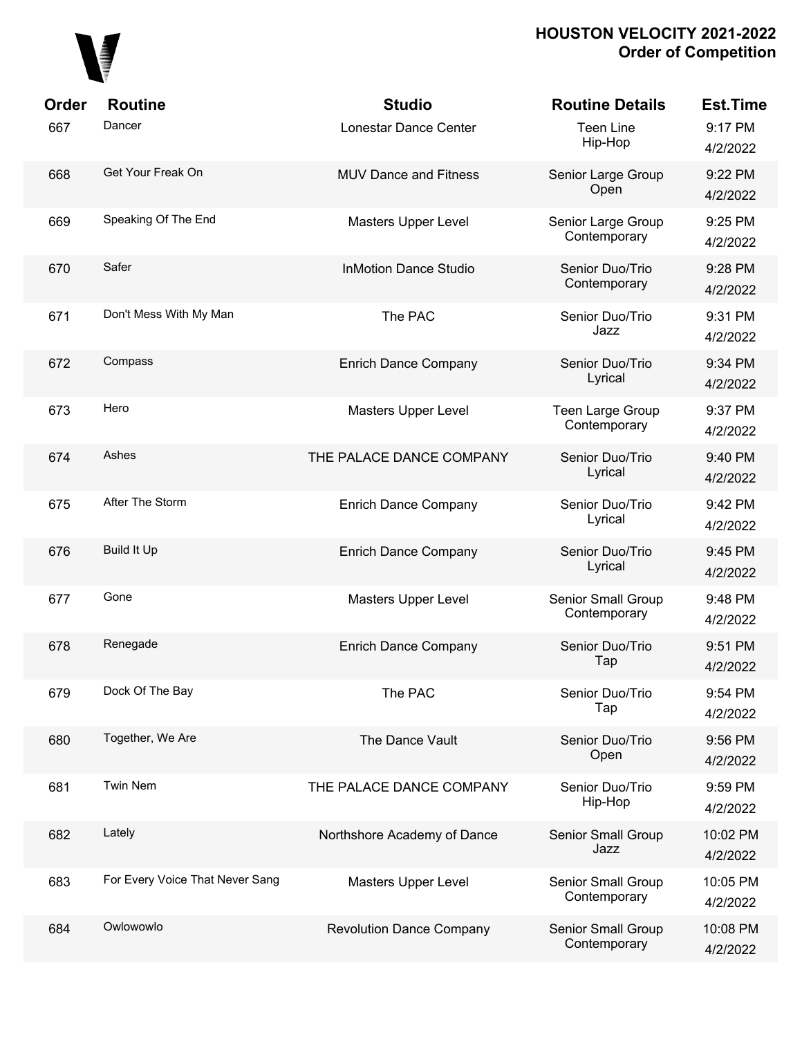# HOUSTON VELOCITY 2021-2022
## Order of Competition

| Order | Routine | Studio | Routine Details | Est.Time |
|---|---|---|---|---|
| 667 | Dancer | Lonestar Dance Center | Teen Line Hip-Hop | 9:17 PM 4/2/2022 |
| 668 | Get Your Freak On | MUV Dance and Fitness | Senior Large Group Open | 9:22 PM 4/2/2022 |
| 669 | Speaking Of The End | Masters Upper Level | Senior Large Group Contemporary | 9:25 PM 4/2/2022 |
| 670 | Safer | InMotion Dance Studio | Senior Duo/Trio Contemporary | 9:28 PM 4/2/2022 |
| 671 | Don't Mess With My Man | The PAC | Senior Duo/Trio Jazz | 9:31 PM 4/2/2022 |
| 672 | Compass | Enrich Dance Company | Senior Duo/Trio Lyrical | 9:34 PM 4/2/2022 |
| 673 | Hero | Masters Upper Level | Teen Large Group Contemporary | 9:37 PM 4/2/2022 |
| 674 | Ashes | THE PALACE DANCE COMPANY | Senior Duo/Trio Lyrical | 9:40 PM 4/2/2022 |
| 675 | After The Storm | Enrich Dance Company | Senior Duo/Trio Lyrical | 9:42 PM 4/2/2022 |
| 676 | Build It Up | Enrich Dance Company | Senior Duo/Trio Lyrical | 9:45 PM 4/2/2022 |
| 677 | Gone | Masters Upper Level | Senior Small Group Contemporary | 9:48 PM 4/2/2022 |
| 678 | Renegade | Enrich Dance Company | Senior Duo/Trio Tap | 9:51 PM 4/2/2022 |
| 679 | Dock Of The Bay | The PAC | Senior Duo/Trio Tap | 9:54 PM 4/2/2022 |
| 680 | Together, We Are | The Dance Vault | Senior Duo/Trio Open | 9:56 PM 4/2/2022 |
| 681 | Twin Nem | THE PALACE DANCE COMPANY | Senior Duo/Trio Hip-Hop | 9:59 PM 4/2/2022 |
| 682 | Lately | Northshore Academy of Dance | Senior Small Group Jazz | 10:02 PM 4/2/2022 |
| 683 | For Every Voice That Never Sang | Masters Upper Level | Senior Small Group Contemporary | 10:05 PM 4/2/2022 |
| 684 | Owlowowlo | Revolution Dance Company | Senior Small Group Contemporary | 10:08 PM 4/2/2022 |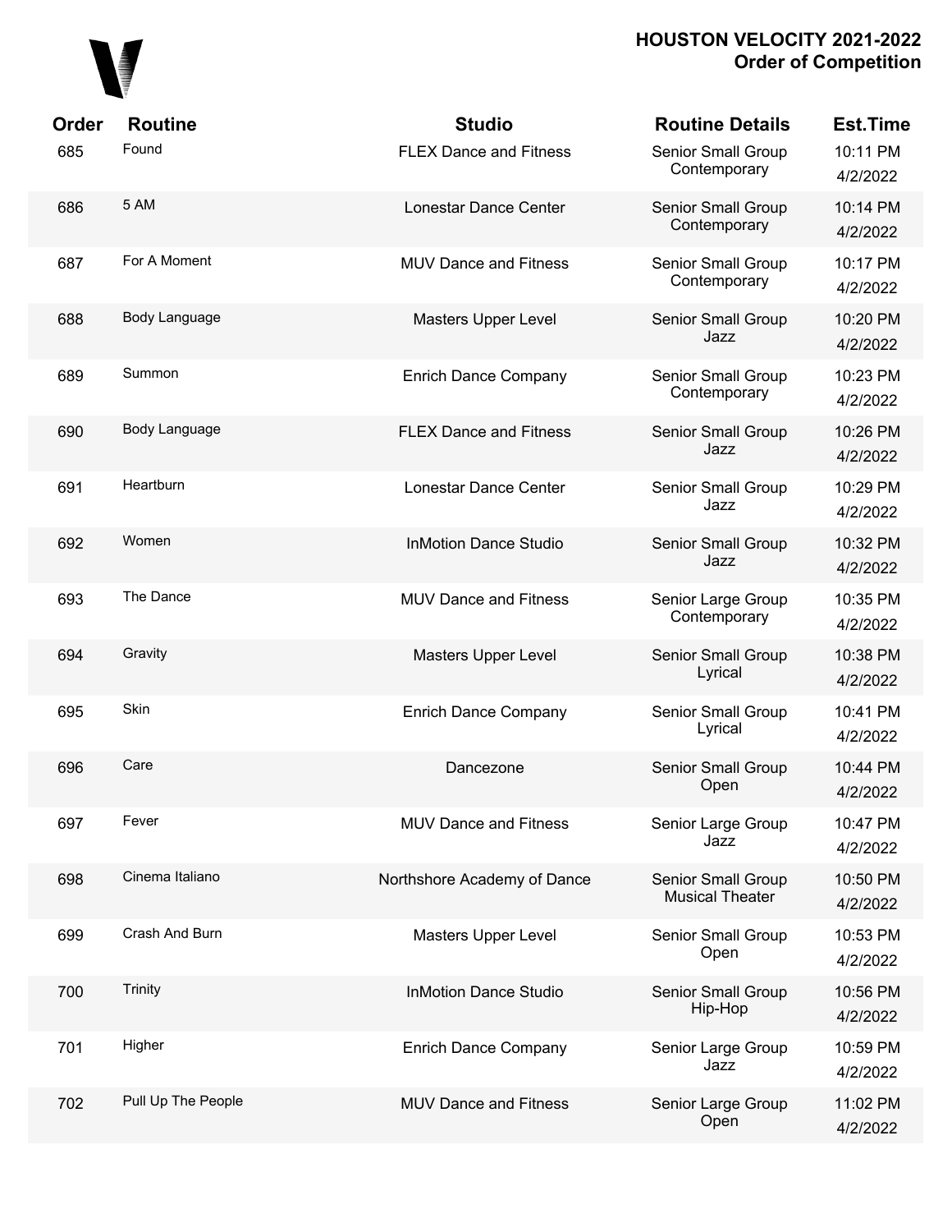| Order | Routine | Studio | Routine Details | Est.Time |
|---|---|---|---|---|
| 685 | Found | FLEX Dance and Fitness | Senior Small Group Contemporary | 10:11 PM 4/2/2022 |
| 686 | 5 AM | Lonestar Dance Center | Senior Small Group Contemporary | 10:14 PM 4/2/2022 |
| 687 | For A Moment | MUV Dance and Fitness | Senior Small Group Contemporary | 10:17 PM 4/2/2022 |
| 688 | Body Language | Masters Upper Level | Senior Small Group Jazz | 10:20 PM 4/2/2022 |
| 689 | Summon | Enrich Dance Company | Senior Small Group Contemporary | 10:23 PM 4/2/2022 |
| 690 | Body Language | FLEX Dance and Fitness | Senior Small Group Jazz | 10:26 PM 4/2/2022 |
| 691 | Heartburn | Lonestar Dance Center | Senior Small Group Jazz | 10:29 PM 4/2/2022 |
| 692 | Women | InMotion Dance Studio | Senior Small Group Jazz | 10:32 PM 4/2/2022 |
| 693 | The Dance | MUV Dance and Fitness | Senior Large Group Contemporary | 10:35 PM 4/2/2022 |
| 694 | Gravity | Masters Upper Level | Senior Small Group Lyrical | 10:38 PM 4/2/2022 |
| 695 | Skin | Enrich Dance Company | Senior Small Group Lyrical | 10:41 PM 4/2/2022 |
| 696 | Care | Dancezone | Senior Small Group Open | 10:44 PM 4/2/2022 |
| 697 | Fever | MUV Dance and Fitness | Senior Large Group Jazz | 10:47 PM 4/2/2022 |
| 698 | Cinema Italiano | Northshore Academy of Dance | Senior Small Group Musical Theater | 10:50 PM 4/2/2022 |
| 699 | Crash And Burn | Masters Upper Level | Senior Small Group Open | 10:53 PM 4/2/2022 |
| 700 | Trinity | InMotion Dance Studio | Senior Small Group Hip-Hop | 10:56 PM 4/2/2022 |
| 701 | Higher | Enrich Dance Company | Senior Large Group Jazz | 10:59 PM 4/2/2022 |
| 702 | Pull Up The People | MUV Dance and Fitness | Senior Large Group Open | 11:02 PM 4/2/2022 |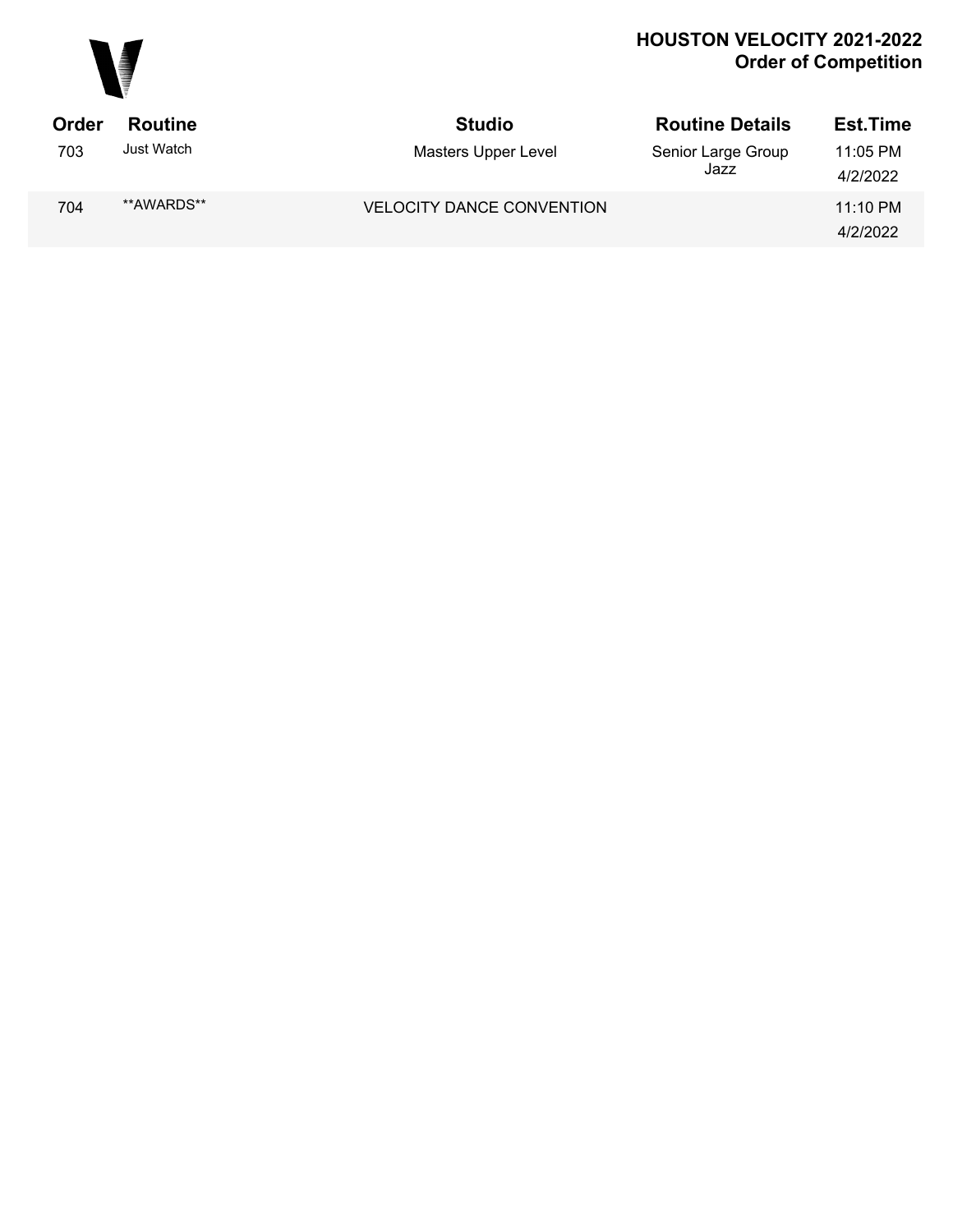| Order | Routine | Studio | Routine Details | Est.Time |
|---|---|---|---|---|
| 703 | Just Watch | Masters Upper Level | Senior Large Group Jazz | 11:05 PM 4/2/2022 |
| 704 | **AWARDS** | VELOCITY DANCE CONVENTION | | 11:10 PM 4/2/2022 |